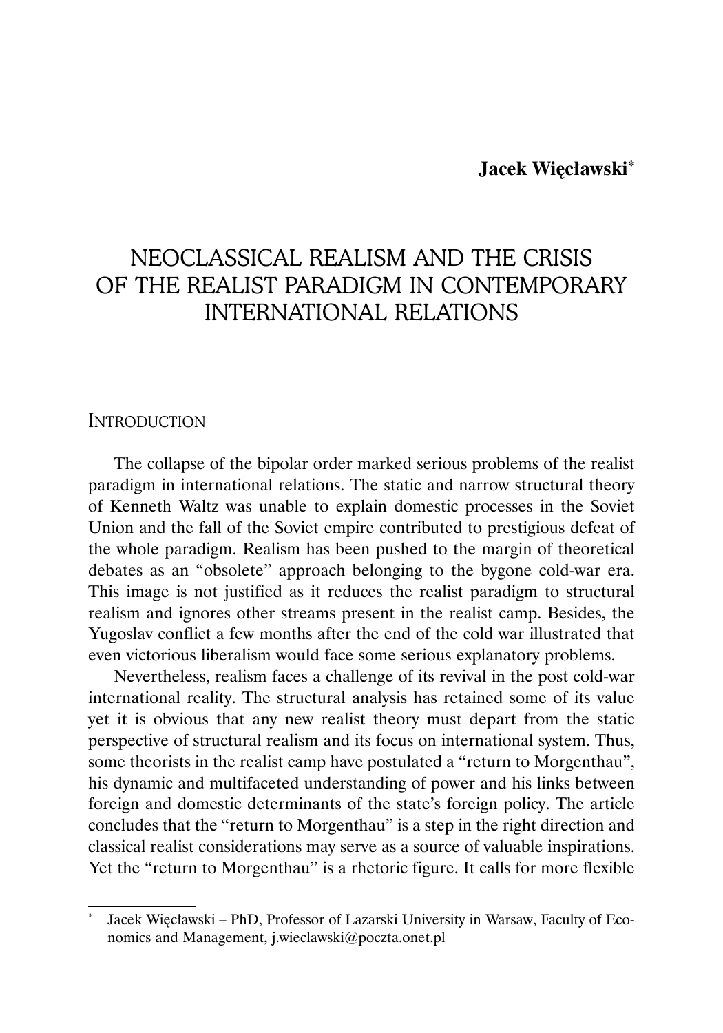**Jacek Więcławski**[*]

# NEOCLASSICAL REALISM AND THE CRISIS OF THE REALIST PARADIGM IN CONTEMPORARY INTERNATIONAL RELATIONS

## Introduction

The collapse of the bipolar order marked serious problems of the realist paradigm in international relations. The static and narrow structural theory of Kenneth Waltz was unable to explain domestic processes in the Soviet Union and the fall of the Soviet empire contributed to prestigious defeat of the whole paradigm. Realism has been pushed to the margin of theoretical debates as an "obsolete" approach belonging to the bygone cold-war era. This image is not justified as it reduces the realist paradigm to structural realism and ignores other streams present in the realist camp. Besides, the Yugoslav conflict a few months after the end of the cold war illustrated that even victorious liberalism would face some serious explanatory problems.

Nevertheless, realism faces a challenge of its revival in the post cold-war international reality. The structural analysis has retained some of its value yet it is obvious that any new realist theory must depart from the static perspective of structural realism and its focus on international system. Thus, some theorists in the realist camp have postulated a "return to Morgenthau", his dynamic and multifaceted understanding of power and his links between foreign and domestic determinants of the state's foreign policy. The article concludes that the "return to Morgenthau" is a step in the right direction and classical realist considerations may serve as a source of valuable inspirations. Yet the "return to Morgenthau" is a rhetoric figure. It calls for more flexible

---

[*] Jacek Więcławski – PhD, Professor of Lazarski University in Warsaw, Faculty of Economics and Management, j.wieclawski@poczta.onet.pl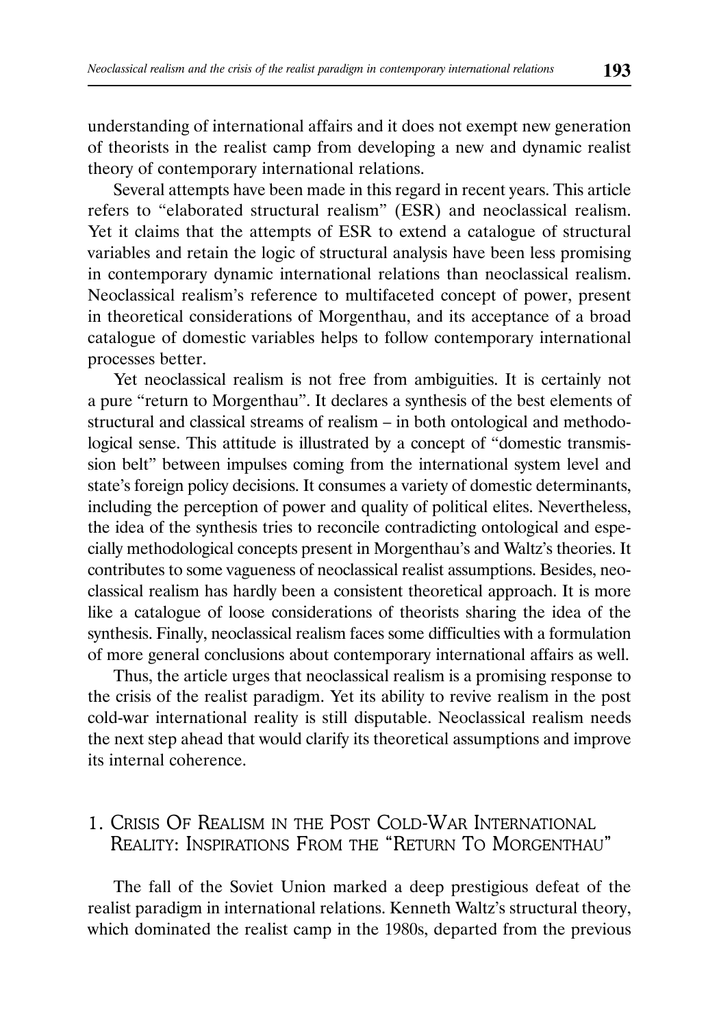understanding of international affairs and it does not exempt new generation of theorists in the realist camp from developing a new and dynamic realist theory of contemporary international relations.

Several attempts have been made in this regard in recent years. This article refers to "elaborated structural realism" (ESR) and neoclassical realism. Yet it claims that the attempts of ESR to extend a catalogue of structural variables and retain the logic of structural analysis have been less promising in contemporary dynamic international relations than neoclassical realism. Neoclassical realism's reference to multifaceted concept of power, present in theoretical considerations of Morgenthau, and its acceptance of a broad catalogue of domestic variables helps to follow contemporary international processes better.

Yet neoclassical realism is not free from ambiguities. It is certainly not a pure "return to Morgenthau". It declares a synthesis of the best elements of structural and classical streams of realism – in both ontological and methodological sense. This attitude is illustrated by a concept of "domestic transmission belt" between impulses coming from the international system level and state's foreign policy decisions. It consumes a variety of domestic determinants, including the perception of power and quality of political elites. Nevertheless, the idea of the synthesis tries to reconcile contradicting ontological and especially methodological concepts present in Morgenthau's and Waltz's theories. It contributes to some vagueness of neoclassical realist assumptions. Besides, neoclassical realism has hardly been a consistent theoretical approach. It is more like a catalogue of loose considerations of theorists sharing the idea of the synthesis. Finally, neoclassical realism faces some difficulties with a formulation of more general conclusions about contemporary international affairs as well.

Thus, the article urges that neoclassical realism is a promising response to the crisis of the realist paradigm. Yet its ability to revive realism in the post cold-war international reality is still disputable. Neoclassical realism needs the next step ahead that would clarify its theoretical assumptions and improve its internal coherence.

## 1. Crisis Of Realism in the Post Cold-War International Reality: Inspirations From the "Return To Morgenthau"

The fall of the Soviet Union marked a deep prestigious defeat of the realist paradigm in international relations. Kenneth Waltz's structural theory, which dominated the realist camp in the 1980s, departed from the previous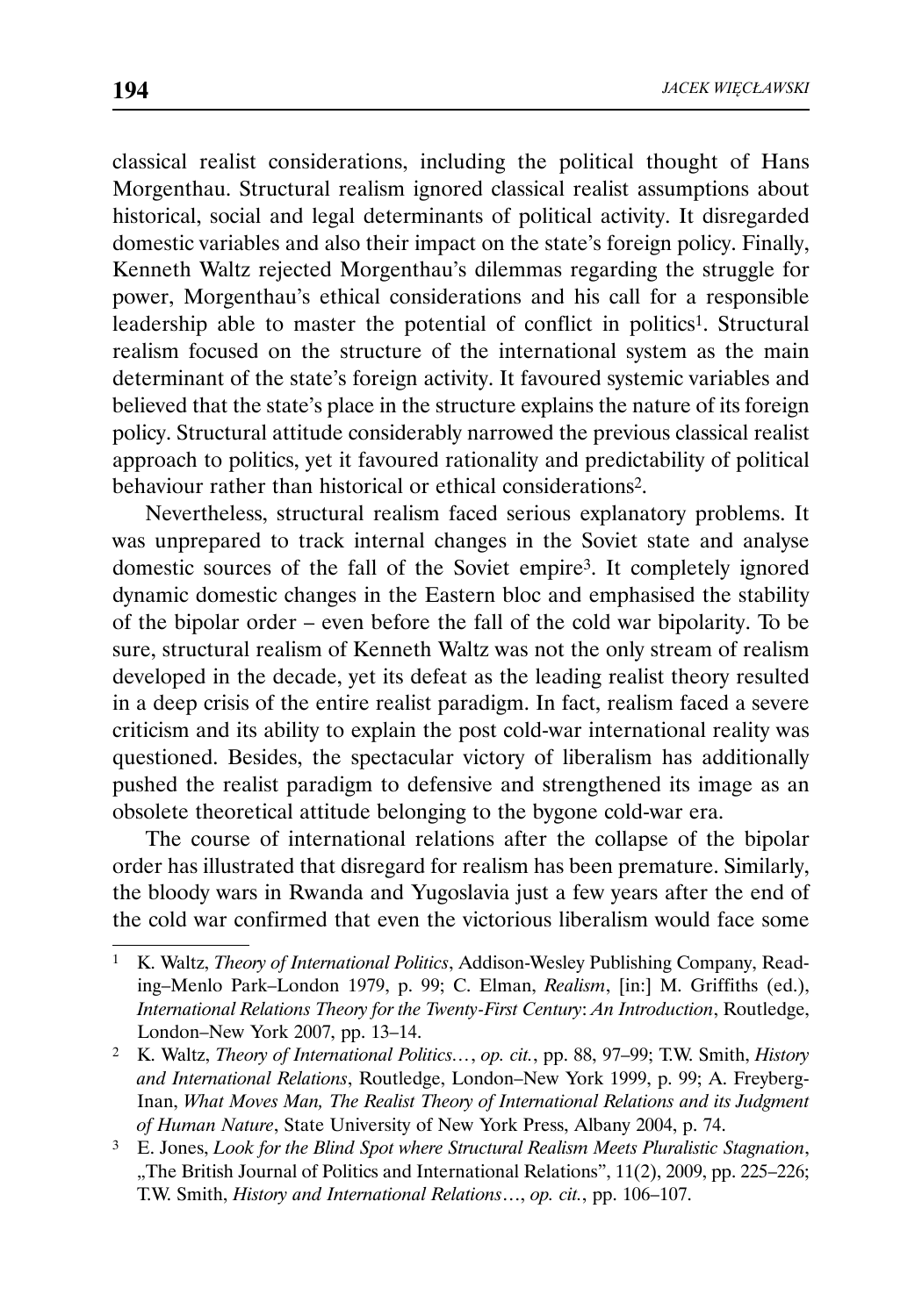classical realist considerations, including the political thought of Hans Morgenthau. Structural realism ignored classical realist assumptions about historical, social and legal determinants of political activity. It disregarded domestic variables and also their impact on the state's foreign policy. Finally, Kenneth Waltz rejected Morgenthau's dilemmas regarding the struggle for power, Morgenthau's ethical considerations and his call for a responsible leadership able to master the potential of conflict in politics[1]. Structural realism focused on the structure of the international system as the main determinant of the state's foreign activity. It favoured systemic variables and believed that the state's place in the structure explains the nature of its foreign policy. Structural attitude considerably narrowed the previous classical realist approach to politics, yet it favoured rationality and predictability of political behaviour rather than historical or ethical considerations[2].

Nevertheless, structural realism faced serious explanatory problems. It was unprepared to track internal changes in the Soviet state and analyse domestic sources of the fall of the Soviet empire[3]. It completely ignored dynamic domestic changes in the Eastern bloc and emphasised the stability of the bipolar order – even before the fall of the cold war bipolarity. To be sure, structural realism of Kenneth Waltz was not the only stream of realism developed in the decade, yet its defeat as the leading realist theory resulted in a deep crisis of the entire realist paradigm. In fact, realism faced a severe criticism and its ability to explain the post cold-war international reality was questioned. Besides, the spectacular victory of liberalism has additionally pushed the realist paradigm to defensive and strengthened its image as an obsolete theoretical attitude belonging to the bygone cold-war era.

The course of international relations after the collapse of the bipolar order has illustrated that disregard for realism has been premature. Similarly, the bloody wars in Rwanda and Yugoslavia just a few years after the end of the cold war confirmed that even the victorious liberalism would face some

---

[1] K. Waltz, *Theory of International Politics*, Addison-Wesley Publishing Company, Reading–Menlo Park–London 1979, p. 99; C. Elman, *Realism*, [in:] M. Griffiths (ed.), *International Relations Theory for the Twenty-First Century: An Introduction*, Routledge, London–New York 2007, pp. 13–14.

[2] K. Waltz, *Theory of International Politics…*, *op. cit.*, pp. 88, 97–99; T.W. Smith, *History and International Relations*, Routledge, London–New York 1999, p. 99; A. Freyberg-Inan, *What Moves Man, The Realist Theory of International Relations and its Judgment of Human Nature*, State University of New York Press, Albany 2004, p. 74.

[3] E. Jones, *Look for the Blind Spot where Structural Realism Meets Pluralistic Stagnation*, „The British Journal of Politics and International Relations", 11(2), 2009, pp. 225–226; T.W. Smith, *History and International Relations…*, *op. cit.*, pp. 106–107.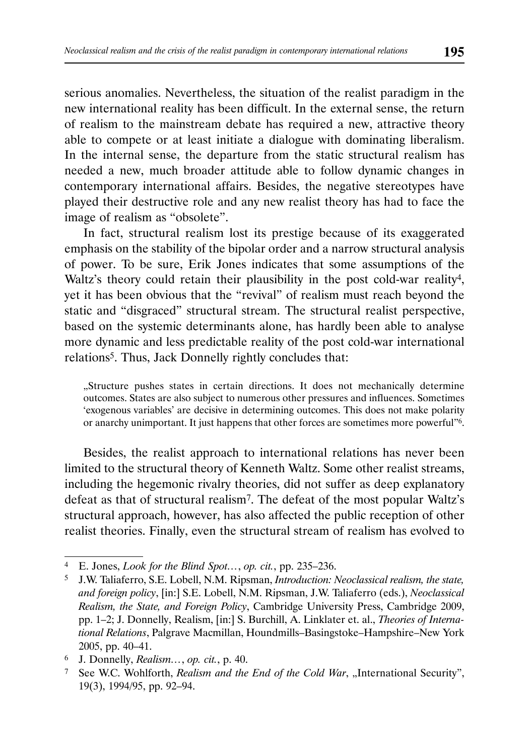serious anomalies. Nevertheless, the situation of the realist paradigm in the new international reality has been difficult. In the external sense, the return of realism to the mainstream debate has required a new, attractive theory able to compete or at least initiate a dialogue with dominating liberalism. In the internal sense, the departure from the static structural realism has needed a new, much broader attitude able to follow dynamic changes in contemporary international affairs. Besides, the negative stereotypes have played their destructive role and any new realist theory has had to face the image of realism as "obsolete".

In fact, structural realism lost its prestige because of its exaggerated emphasis on the stability of the bipolar order and a narrow structural analysis of power. To be sure, Erik Jones indicates that some assumptions of the Waltz's theory could retain their plausibility in the post cold-war reality[4], yet it has been obvious that the "revival" of realism must reach beyond the static and "disgraced" structural stream. The structural realist perspective, based on the systemic determinants alone, has hardly been able to analyse more dynamic and less predictable reality of the post cold-war international relations[5]. Thus, Jack Donnelly rightly concludes that:

> „Structure pushes states in certain directions. It does not mechanically determine outcomes. States are also subject to numerous other pressures and influences. Sometimes 'exogenous variables' are decisive in determining outcomes. This does not make polarity or anarchy unimportant. It just happens that other forces are sometimes more powerful"[6].

Besides, the realist approach to international relations has never been limited to the structural theory of Kenneth Waltz. Some other realist streams, including the hegemonic rivalry theories, did not suffer as deep explanatory defeat as that of structural realism[7]. The defeat of the most popular Waltz's structural approach, however, has also affected the public reception of other realist theories. Finally, even the structural stream of realism has evolved to

---

[4] E. Jones, *Look for the Blind Spot…*, *op. cit.*, pp. 235–236.

[5] J.W. Taliaferro, S.E. Lobell, N.M. Ripsman, *Introduction: Neoclassical realism, the state, and foreign policy*, [in:] S.E. Lobell, N.M. Ripsman, J.W. Taliaferro (eds.), *Neoclassical Realism, the State, and Foreign Policy*, Cambridge University Press, Cambridge 2009, pp. 1–2; J. Donnelly, Realism, [in:] S. Burchill, A. Linklater et. al., *Theories of International Relations*, Palgrave Macmillan, Houndmills–Basingstoke–Hampshire–New York 2005, pp. 40–41.

[6] J. Donnelly, *Realism…*, *op. cit.*, p. 40.

[7] See W.C. Wohlforth, *Realism and the End of the Cold War*, „International Security", 19(3), 1994/95, pp. 92–94.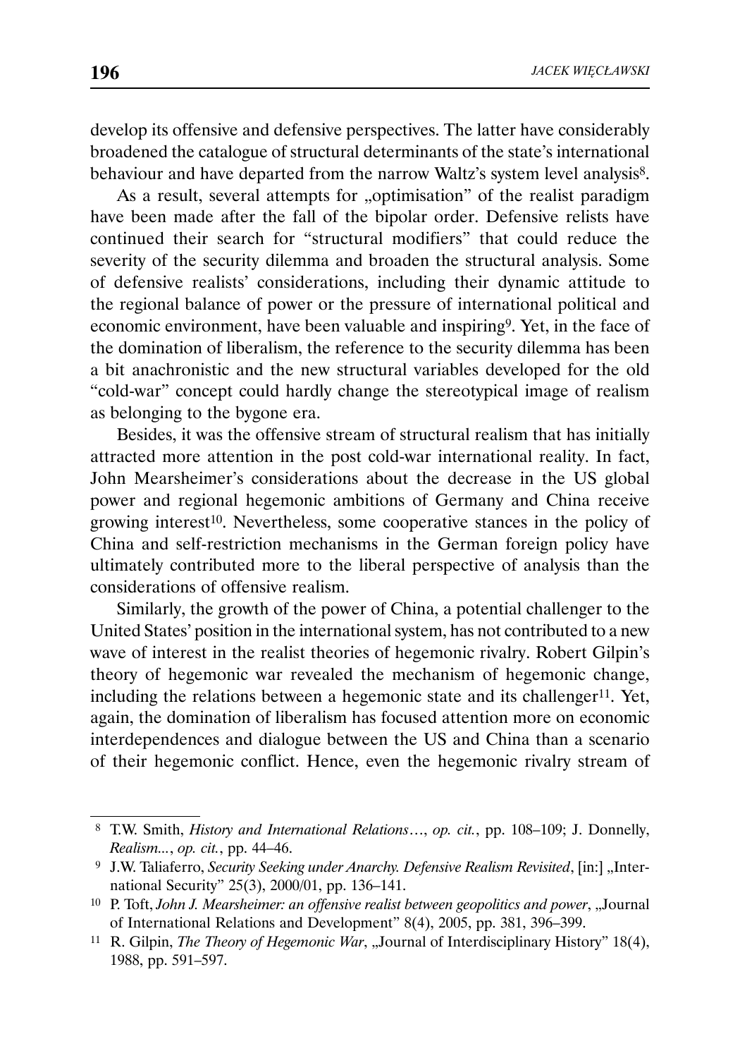develop its offensive and defensive perspectives. The latter have considerably broadened the catalogue of structural determinants of the state's international behaviour and have departed from the narrow Waltz's system level analysis[8].

As a result, several attempts for „optimisation" of the realist paradigm have been made after the fall of the bipolar order. Defensive relists have continued their search for "structural modifiers" that could reduce the severity of the security dilemma and broaden the structural analysis. Some of defensive realists' considerations, including their dynamic attitude to the regional balance of power or the pressure of international political and economic environment, have been valuable and inspiring[9]. Yet, in the face of the domination of liberalism, the reference to the security dilemma has been a bit anachronistic and the new structural variables developed for the old "cold-war" concept could hardly change the stereotypical image of realism as belonging to the bygone era.

Besides, it was the offensive stream of structural realism that has initially attracted more attention in the post cold-war international reality. In fact, John Mearsheimer's considerations about the decrease in the US global power and regional hegemonic ambitions of Germany and China receive growing interest[10]. Nevertheless, some cooperative stances in the policy of China and self-restriction mechanisms in the German foreign policy have ultimately contributed more to the liberal perspective of analysis than the considerations of offensive realism.

Similarly, the growth of the power of China, a potential challenger to the United States' position in the international system, has not contributed to a new wave of interest in the realist theories of hegemonic rivalry. Robert Gilpin's theory of hegemonic war revealed the mechanism of hegemonic change, including the relations between a hegemonic state and its challenger[11]. Yet, again, the domination of liberalism has focused attention more on economic interdependences and dialogue between the US and China than a scenario of their hegemonic conflict. Hence, even the hegemonic rivalry stream of

---

[8] T.W. Smith, *History and International Relations…*, *op. cit.*, pp. 108–109; J. Donnelly, *Realism...*, *op. cit.*, pp. 44–46.

[9] J.W. Taliaferro, *Security Seeking under Anarchy. Defensive Realism Revisited*, [in:] „International Security" 25(3), 2000/01, pp. 136–141.

[10] P. Toft, *John J. Mearsheimer: an offensive realist between geopolitics and power*, „Journal of International Relations and Development" 8(4), 2005, pp. 381, 396–399.

[11] R. Gilpin, *The Theory of Hegemonic War*, „Journal of Interdisciplinary History" 18(4), 1988, pp. 591–597.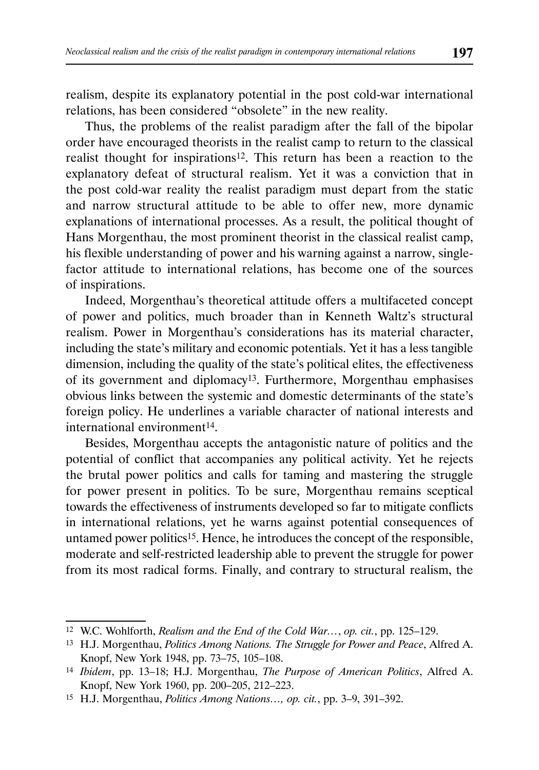realism, despite its explanatory potential in the post cold-war international relations, has been considered "obsolete" in the new reality.

Thus, the problems of the realist paradigm after the fall of the bipolar order have encouraged theorists in the realist camp to return to the classical realist thought for inspirations[12]. This return has been a reaction to the explanatory defeat of structural realism. Yet it was a conviction that in the post cold-war reality the realist paradigm must depart from the static and narrow structural attitude to be able to offer new, more dynamic explanations of international processes. As a result, the political thought of Hans Morgenthau, the most prominent theorist in the classical realist camp, his flexible understanding of power and his warning against a narrow, single-factor attitude to international relations, has become one of the sources of inspirations.

Indeed, Morgenthau's theoretical attitude offers a multifaceted concept of power and politics, much broader than in Kenneth Waltz's structural realism. Power in Morgenthau's considerations has its material character, including the state's military and economic potentials. Yet it has a less tangible dimension, including the quality of the state's political elites, the effectiveness of its government and diplomacy[13]. Furthermore, Morgenthau emphasises obvious links between the systemic and domestic determinants of the state's foreign policy. He underlines a variable character of national interests and international environment[14].

Besides, Morgenthau accepts the antagonistic nature of politics and the potential of conflict that accompanies any political activity. Yet he rejects the brutal power politics and calls for taming and mastering the struggle for power present in politics. To be sure, Morgenthau remains sceptical towards the effectiveness of instruments developed so far to mitigate conflicts in international relations, yet he warns against potential consequences of untamed power politics[15]. Hence, he introduces the concept of the responsible, moderate and self-restricted leadership able to prevent the struggle for power from its most radical forms. Finally, and contrary to structural realism, the

---

[12] W.C. Wohlforth, *Realism and the End of the Cold War…*, *op. cit.*, pp. 125–129.

[13] H.J. Morgenthau, *Politics Among Nations. The Struggle for Power and Peace*, Alfred A. Knopf, New York 1948, pp. 73–75, 105–108.

[14] *Ibidem*, pp. 13–18; H.J. Morgenthau, *The Purpose of American Politics*, Alfred A. Knopf, New York 1960, pp. 200–205, 212–223.

[15] H.J. Morgenthau, *Politics Among Nations…, op. cit.*, pp. 3–9, 391–392.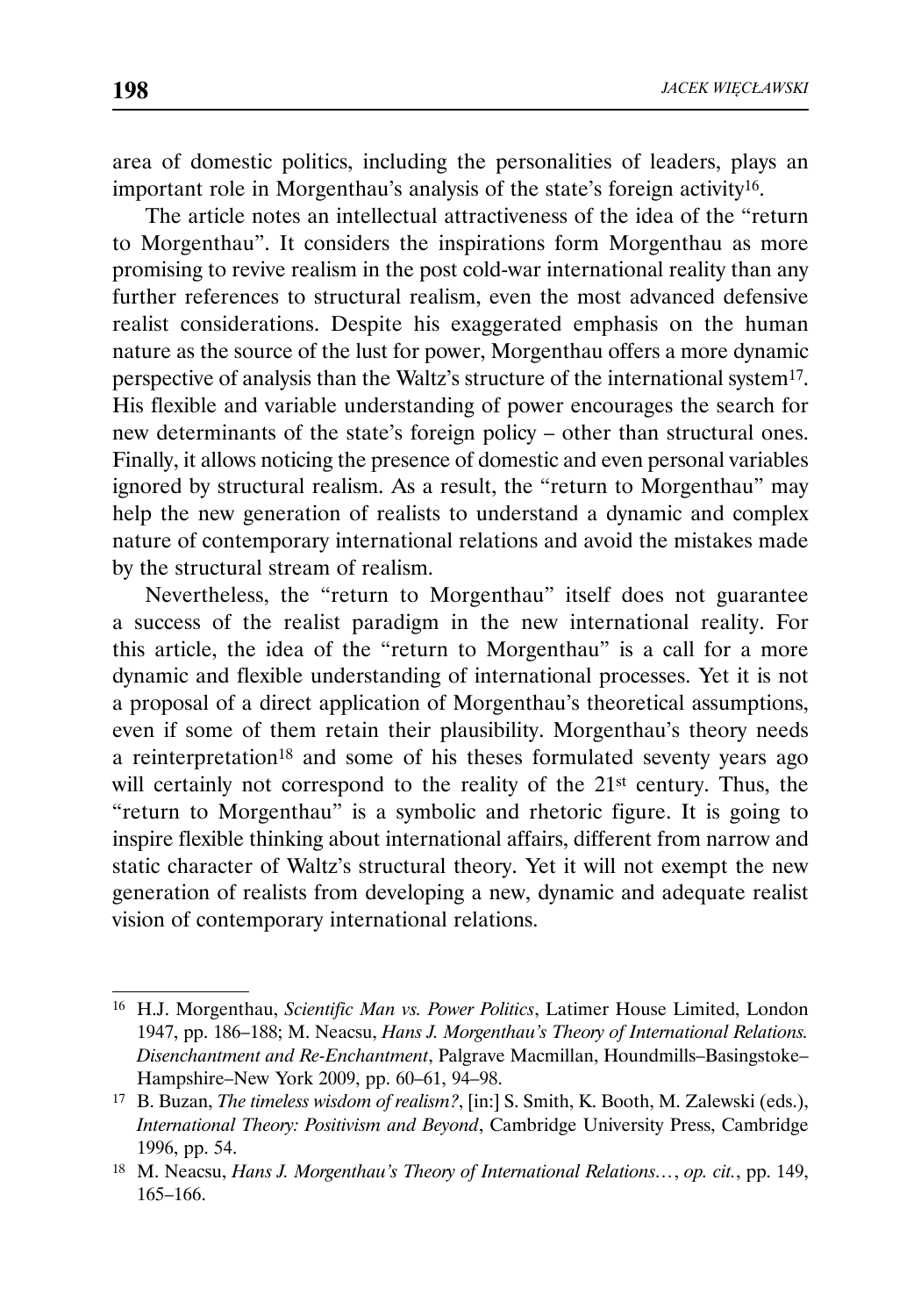area of domestic politics, including the personalities of leaders, plays an important role in Morgenthau's analysis of the state's foreign activity[16].

The article notes an intellectual attractiveness of the idea of the "return to Morgenthau". It considers the inspirations form Morgenthau as more promising to revive realism in the post cold-war international reality than any further references to structural realism, even the most advanced defensive realist considerations. Despite his exaggerated emphasis on the human nature as the source of the lust for power, Morgenthau offers a more dynamic perspective of analysis than the Waltz's structure of the international system[17]. His flexible and variable understanding of power encourages the search for new determinants of the state's foreign policy – other than structural ones. Finally, it allows noticing the presence of domestic and even personal variables ignored by structural realism. As a result, the "return to Morgenthau" may help the new generation of realists to understand a dynamic and complex nature of contemporary international relations and avoid the mistakes made by the structural stream of realism.

Nevertheless, the "return to Morgenthau" itself does not guarantee a success of the realist paradigm in the new international reality. For this article, the idea of the "return to Morgenthau" is a call for a more dynamic and flexible understanding of international processes. Yet it is not a proposal of a direct application of Morgenthau's theoretical assumptions, even if some of them retain their plausibility. Morgenthau's theory needs a reinterpretation[18] and some of his theses formulated seventy years ago will certainly not correspond to the reality of the 21st century. Thus, the "return to Morgenthau" is a symbolic and rhetoric figure. It is going to inspire flexible thinking about international affairs, different from narrow and static character of Waltz's structural theory. Yet it will not exempt the new generation of realists from developing a new, dynamic and adequate realist vision of contemporary international relations.

---

[16] H.J. Morgenthau, *Scientific Man vs. Power Politics*, Latimer House Limited, London 1947, pp. 186–188; M. Neacsu, *Hans J. Morgenthau's Theory of International Relations. Disenchantment and Re-Enchantment*, Palgrave Macmillan, Houndmills–Basingstoke–Hampshire–New York 2009, pp. 60–61, 94–98.

[17] B. Buzan, *The timeless wisdom of realism?*, [in:] S. Smith, K. Booth, M. Zalewski (eds.), *International Theory: Positivism and Beyond*, Cambridge University Press, Cambridge 1996, pp. 54.

[18] M. Neacsu, *Hans J. Morgenthau's Theory of International Relations…*, *op. cit.*, pp. 149, 165–166.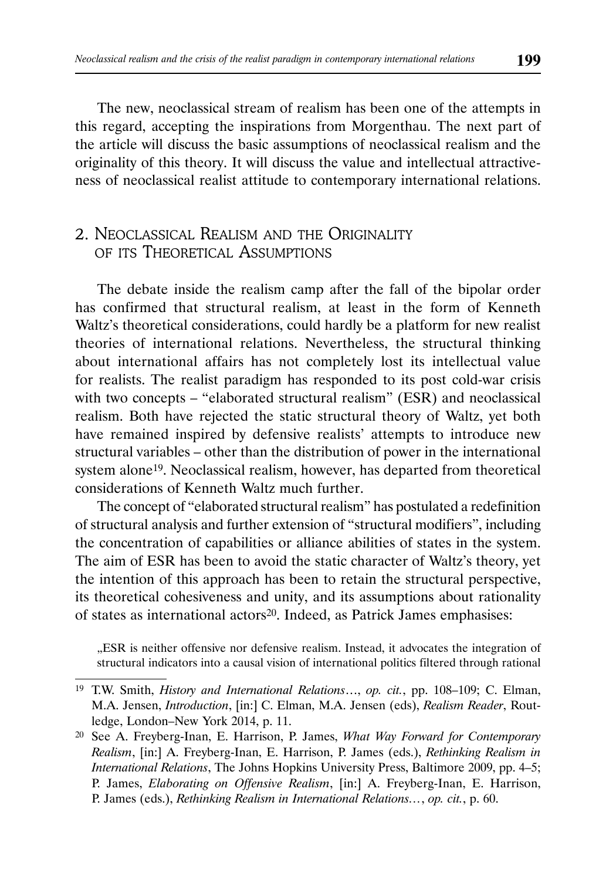The new, neoclassical stream of realism has been one of the attempts in this regard, accepting the inspirations from Morgenthau. The next part of the article will discuss the basic assumptions of neoclassical realism and the originality of this theory. It will discuss the value and intellectual attractiveness of neoclassical realist attitude to contemporary international relations.

## 2. Neoclassical Realism and the Originality of its Theoretical Assumptions

The debate inside the realism camp after the fall of the bipolar order has confirmed that structural realism, at least in the form of Kenneth Waltz's theoretical considerations, could hardly be a platform for new realist theories of international relations. Nevertheless, the structural thinking about international affairs has not completely lost its intellectual value for realists. The realist paradigm has responded to its post cold-war crisis with two concepts – "elaborated structural realism" (ESR) and neoclassical realism. Both have rejected the static structural theory of Waltz, yet both have remained inspired by defensive realists' attempts to introduce new structural variables – other than the distribution of power in the international system alone[19]. Neoclassical realism, however, has departed from theoretical considerations of Kenneth Waltz much further.

The concept of "elaborated structural realism" has postulated a redefinition of structural analysis and further extension of "structural modifiers", including the concentration of capabilities or alliance abilities of states in the system. The aim of ESR has been to avoid the static character of Waltz's theory, yet the intention of this approach has been to retain the structural perspective, its theoretical cohesiveness and unity, and its assumptions about rationality of states as international actors[20]. Indeed, as Patrick James emphasises:

> „ESR is neither offensive nor defensive realism. Instead, it advocates the integration of structural indicators into a causal vision of international politics filtered through rational

[19] T.W. Smith, *History and International Relations*…, *op. cit.*, pp. 108–109; C. Elman, M.A. Jensen, *Introduction*, [in:] C. Elman, M.A. Jensen (eds), *Realism Reader*, Routledge, London–New York 2014, p. 11.

[20] See A. Freyberg-Inan, E. Harrison, P. James, *What Way Forward for Contemporary Realism*, [in:] A. Freyberg-Inan, E. Harrison, P. James (eds.), *Rethinking Realism in International Relations*, The Johns Hopkins University Press, Baltimore 2009, pp. 4–5; P. James, *Elaborating on Offensive Realism*, [in:] A. Freyberg-Inan, E. Harrison, P. James (eds.), *Rethinking Realism in International Relations…*, *op. cit.*, p. 60.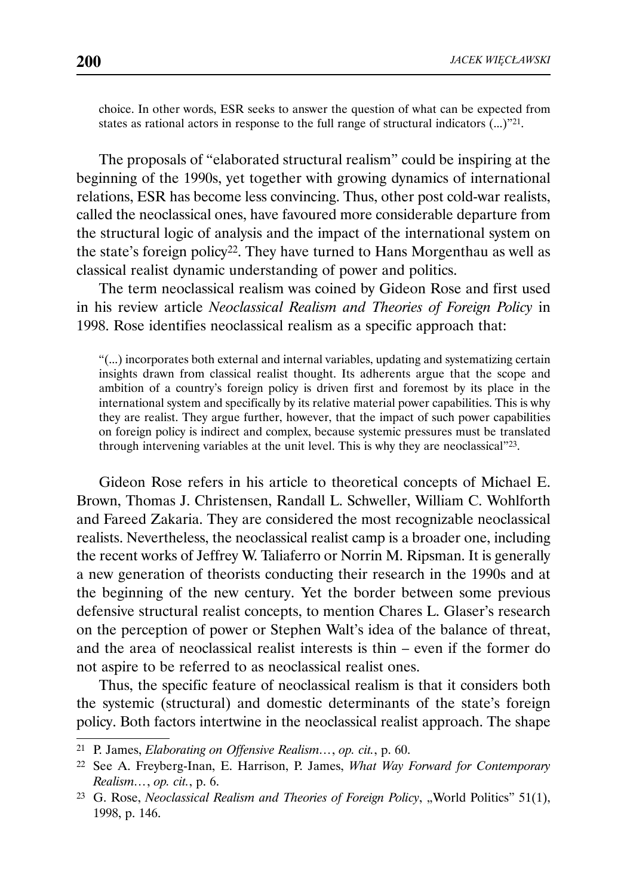> choice. In other words, ESR seeks to answer the question of what can be expected from states as rational actors in response to the full range of structural indicators (...)"[21].

The proposals of "elaborated structural realism" could be inspiring at the beginning of the 1990s, yet together with growing dynamics of international relations, ESR has become less convincing. Thus, other post cold-war realists, called the neoclassical ones, have favoured more considerable departure from the structural logic of analysis and the impact of the international system on the state's foreign policy[22]. They have turned to Hans Morgenthau as well as classical realist dynamic understanding of power and politics.

The term neoclassical realism was coined by Gideon Rose and first used in his review article *Neoclassical Realism and Theories of Foreign Policy* in 1998. Rose identifies neoclassical realism as a specific approach that:

> "(...) incorporates both external and internal variables, updating and systematizing certain insights drawn from classical realist thought. Its adherents argue that the scope and ambition of a country's foreign policy is driven first and foremost by its place in the international system and specifically by its relative material power capabilities. This is why they are realist. They argue further, however, that the impact of such power capabilities on foreign policy is indirect and complex, because systemic pressures must be translated through intervening variables at the unit level. This is why they are neoclassical"[23].

Gideon Rose refers in his article to theoretical concepts of Michael E. Brown, Thomas J. Christensen, Randall L. Schweller, William C. Wohlforth and Fareed Zakaria. They are considered the most recognizable neoclassical realists. Nevertheless, the neoclassical realist camp is a broader one, including the recent works of Jeffrey W. Taliaferro or Norrin M. Ripsman. It is generally a new generation of theorists conducting their research in the 1990s and at the beginning of the new century. Yet the border between some previous defensive structural realist concepts, to mention Chares L. Glaser's research on the perception of power or Stephen Walt's idea of the balance of threat, and the area of neoclassical realist interests is thin – even if the former do not aspire to be referred to as neoclassical realist ones.

Thus, the specific feature of neoclassical realism is that it considers both the systemic (structural) and domestic determinants of the state's foreign policy. Both factors intertwine in the neoclassical realist approach. The shape

---

[21] P. James, *Elaborating on Offensive Realism…*, *op. cit.*, p. 60.

[22] See A. Freyberg-Inan, E. Harrison, P. James, *What Way Forward for Contemporary Realism…*, *op. cit.*, p. 6.

[23] G. Rose, *Neoclassical Realism and Theories of Foreign Policy*, „World Politics" 51(1), 1998, p. 146.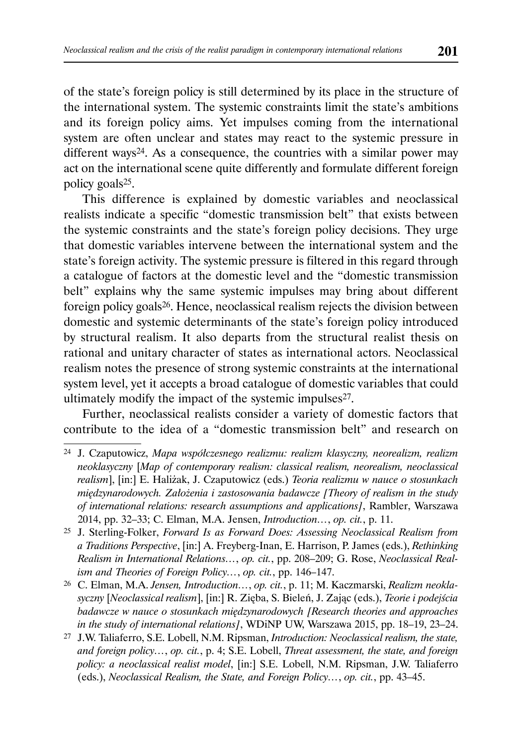of the state's foreign policy is still determined by its place in the structure of the international system. The systemic constraints limit the state's ambitions and its foreign policy aims. Yet impulses coming from the international system are often unclear and states may react to the systemic pressure in different ways[24]. As a consequence, the countries with a similar power may act on the international scene quite differently and formulate different foreign policy goals[25].

This difference is explained by domestic variables and neoclassical realists indicate a specific "domestic transmission belt" that exists between the systemic constraints and the state's foreign policy decisions. They urge that domestic variables intervene between the international system and the state's foreign activity. The systemic pressure is filtered in this regard through a catalogue of factors at the domestic level and the "domestic transmission belt" explains why the same systemic impulses may bring about different foreign policy goals[26]. Hence, neoclassical realism rejects the division between domestic and systemic determinants of the state's foreign policy introduced by structural realism. It also departs from the structural realist thesis on rational and unitary character of states as international actors. Neoclassical realism notes the presence of strong systemic constraints at the international system level, yet it accepts a broad catalogue of domestic variables that could ultimately modify the impact of the systemic impulses[27].

Further, neoclassical realists consider a variety of domestic factors that contribute to the idea of a "domestic transmission belt" and research on

---

[24] J. Czaputowicz, *Mapa współczesnego realizmu: realizm klasyczny, neorealizm, realizm neoklasyczny* [*Map of contemporary realism: classical realism, neorealism, neoclassical realism*], [in:] E. Haliżak, J. Czaputowicz (eds.) *Teoria realizmu w nauce o stosunkach międzynarodowych. Założenia i zastosowania badawcze [Theory of realism in the study of international relations: research assumptions and applications]*, Rambler, Warszawa 2014, pp. 32–33; C. Elman, M.A. Jensen, *Introduction…*, *op. cit.*, p. 11.

[25] J. Sterling-Folker, *Forward Is as Forward Does: Assessing Neoclassical Realism from a Traditions Perspective*, [in:] A. Freyberg-Inan, E. Harrison, P. James (eds.), *Rethinking Realism in International Relations…*, *op. cit.*, pp. 208–209; G. Rose, *Neoclassical Realism and Theories of Foreign Policy…*, *op. cit.*, pp. 146–147.

[26] C. Elman, M.A. *Jensen, Introduction…*, *op. cit.*, p. 11; M. Kaczmarski, *Realizm neoklasyczny* [*Neoclassical realism*], [in:] R. Zięba, S. Bieleń, J. Zając (eds.), *Teorie i podejścia badawcze w nauce o stosunkach międzynarodowych [Research theories and approaches in the study of international relations]*, WDiNP UW, Warszawa 2015, pp. 18–19, 23–24.

[27] J.W. Taliaferro, S.E. Lobell, N.M. Ripsman, *Introduction: Neoclassical realism, the state, and foreign policy…*, *op. cit.*, p. 4; S.E. Lobell, *Threat assessment, the state, and foreign policy: a neoclassical realist model*, [in:] S.E. Lobell, N.M. Ripsman, J.W. Taliaferro (eds.), *Neoclassical Realism, the State, and Foreign Policy…*, *op. cit.*, pp. 43–45.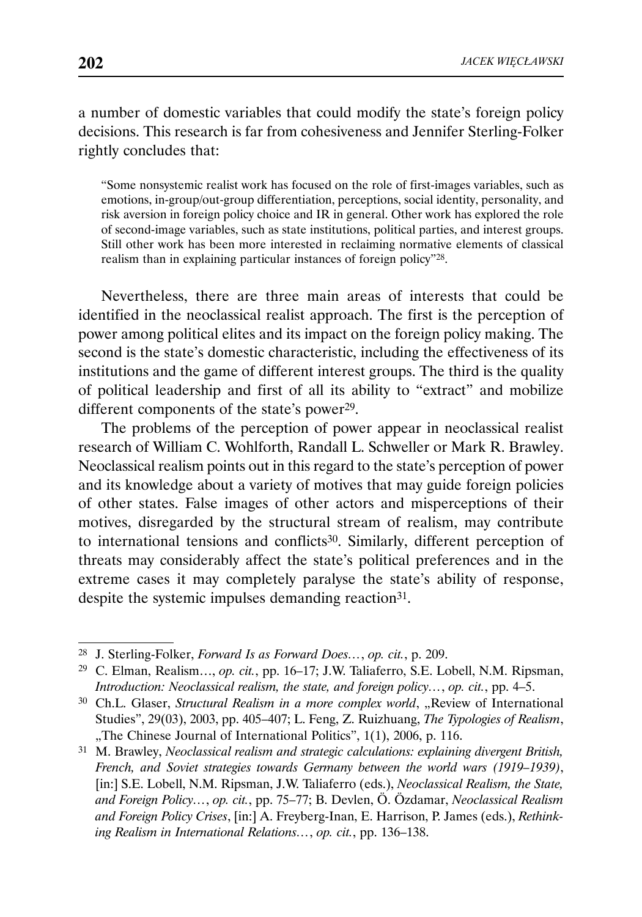a number of domestic variables that could modify the state's foreign policy decisions. This research is far from cohesiveness and Jennifer Sterling-Folker rightly concludes that:

> "Some nonsystemic realist work has focused on the role of first-images variables, such as emotions, in-group/out-group differentiation, perceptions, social identity, personality, and risk aversion in foreign policy choice and IR in general. Other work has explored the role of second-image variables, such as state institutions, political parties, and interest groups. Still other work has been more interested in reclaiming normative elements of classical realism than in explaining particular instances of foreign policy"[28].

Nevertheless, there are three main areas of interests that could be identified in the neoclassical realist approach. The first is the perception of power among political elites and its impact on the foreign policy making. The second is the state's domestic characteristic, including the effectiveness of its institutions and the game of different interest groups. The third is the quality of political leadership and first of all its ability to "extract" and mobilize different components of the state's power[29].

The problems of the perception of power appear in neoclassical realist research of William C. Wohlforth, Randall L. Schweller or Mark R. Brawley. Neoclassical realism points out in this regard to the state's perception of power and its knowledge about a variety of motives that may guide foreign policies of other states. False images of other actors and misperceptions of their motives, disregarded by the structural stream of realism, may contribute to international tensions and conflicts[30]. Similarly, different perception of threats may considerably affect the state's political preferences and in the extreme cases it may completely paralyse the state's ability of response, despite the systemic impulses demanding reaction[31].

---

[28] J. Sterling-Folker, *Forward Is as Forward Does…*, *op. cit.*, p. 209.

[29] C. Elman, Realism…, *op. cit.*, pp. 16–17; J.W. Taliaferro, S.E. Lobell, N.M. Ripsman, *Introduction: Neoclassical realism, the state, and foreign policy…*, *op. cit.*, pp. 4–5.

[30] Ch.L. Glaser, *Structural Realism in a more complex world*, „Review of International Studies", 29(03), 2003, pp. 405–407; L. Feng, Z. Ruizhuang, *The Typologies of Realism*, „The Chinese Journal of International Politics", 1(1), 2006, p. 116.

[31] M. Brawley, *Neoclassical realism and strategic calculations: explaining divergent British, French, and Soviet strategies towards Germany between the world wars (1919–1939)*, [in:] S.E. Lobell, N.M. Ripsman, J.W. Taliaferro (eds.), *Neoclassical Realism, the State, and Foreign Policy…*, *op. cit.*, pp. 75–77; B. Devlen, Ö. Özdamar, *Neoclassical Realism and Foreign Policy Crises*, [in:] A. Freyberg-Inan, E. Harrison, P. James (eds.), *Rethinking Realism in International Relations…*, *op. cit.*, pp. 136–138.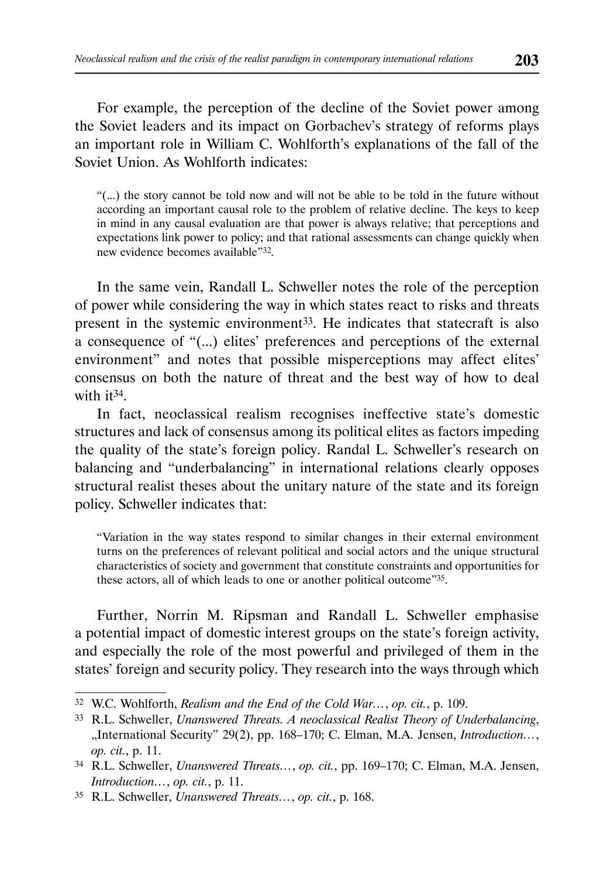For example, the perception of the decline of the Soviet power among the Soviet leaders and its impact on Gorbachev's strategy of reforms plays an important role in William C. Wohlforth's explanations of the fall of the Soviet Union. As Wohlforth indicates:

> "(...) the story cannot be told now and will not be able to be told in the future without according an important causal role to the problem of relative decline. The keys to keep in mind in any causal evaluation are that power is always relative; that perceptions and expectations link power to policy; and that rational assessments can change quickly when new evidence becomes available"[32].

In the same vein, Randall L. Schweller notes the role of the perception of power while considering the way in which states react to risks and threats present in the systemic environment[33]. He indicates that statecraft is also a consequence of "(...) elites' preferences and perceptions of the external environment" and notes that possible misperceptions may affect elites' consensus on both the nature of threat and the best way of how to deal with it[34].

In fact, neoclassical realism recognises ineffective state's domestic structures and lack of consensus among its political elites as factors impeding the quality of the state's foreign policy. Randal L. Schweller's research on balancing and "underbalancing" in international relations clearly opposes structural realist theses about the unitary nature of the state and its foreign policy. Schweller indicates that:

> "Variation in the way states respond to similar changes in their external environment turns on the preferences of relevant political and social actors and the unique structural characteristics of society and government that constitute constraints and opportunities for these actors, all of which leads to one or another political outcome"[35].

Further, Norrin M. Ripsman and Randall L. Schweller emphasise a potential impact of domestic interest groups on the state's foreign activity, and especially the role of the most powerful and privileged of them in the states' foreign and security policy. They research into the ways through which

---

[32] W.C. Wohlforth, *Realism and the End of the Cold War…*, *op. cit.*, p. 109.

[33] R.L. Schweller, *Unanswered Threats. A neoclassical Realist Theory of Underbalancing*, „International Security" 29(2), pp. 168–170; C. Elman, M.A. Jensen, *Introduction…*, *op. cit.*, p. 11.

[34] R.L. Schweller, *Unanswered Threats…*, *op. cit.*, pp. 169–170; C. Elman, M.A. Jensen, *Introduction…*, *op. cit.*, p. 11.

[35] R.L. Schweller, *Unanswered Threats…*, *op. cit.*, p. 168.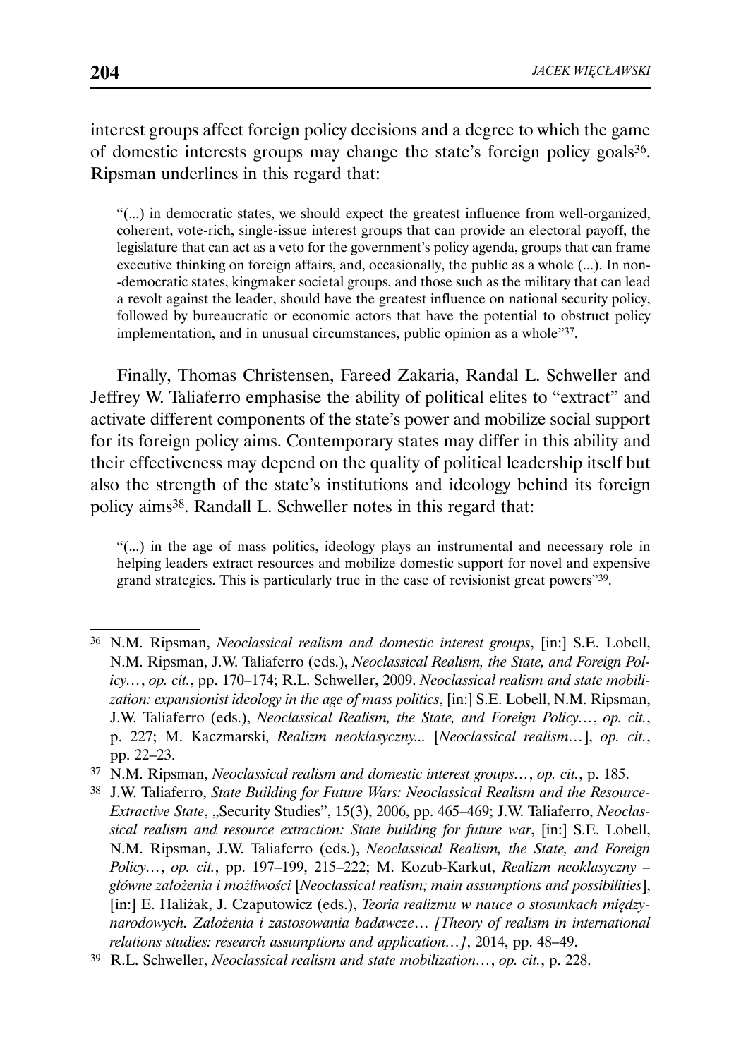interest groups affect foreign policy decisions and a degree to which the game of domestic interests groups may change the state's foreign policy goals[36]. Ripsman underlines in this regard that:

> "(...) in democratic states, we should expect the greatest influence from well-organized, coherent, vote-rich, single-issue interest groups that can provide an electoral payoff, the legislature that can act as a veto for the government's policy agenda, groups that can frame executive thinking on foreign affairs, and, occasionally, the public as a whole (...). In non-democratic states, kingmaker societal groups, and those such as the military that can lead a revolt against the leader, should have the greatest influence on national security policy, followed by bureaucratic or economic actors that have the potential to obstruct policy implementation, and in unusual circumstances, public opinion as a whole"[37].

Finally, Thomas Christensen, Fareed Zakaria, Randal L. Schweller and Jeffrey W. Taliaferro emphasise the ability of political elites to "extract" and activate different components of the state's power and mobilize social support for its foreign policy aims. Contemporary states may differ in this ability and their effectiveness may depend on the quality of political leadership itself but also the strength of the state's institutions and ideology behind its foreign policy aims[38]. Randall L. Schweller notes in this regard that:

> "(...) in the age of mass politics, ideology plays an instrumental and necessary role in helping leaders extract resources and mobilize domestic support for novel and expensive grand strategies. This is particularly true in the case of revisionist great powers"[39].

---

[36] N.M. Ripsman, *Neoclassical realism and domestic interest groups*, [in:] S.E. Lobell, N.M. Ripsman, J.W. Taliaferro (eds.), *Neoclassical Realism, the State, and Foreign Policy…*, *op. cit.*, pp. 170–174; R.L. Schweller, 2009. *Neoclassical realism and state mobilization: expansionist ideology in the age of mass politics*, [in:] S.E. Lobell, N.M. Ripsman, J.W. Taliaferro (eds.), *Neoclassical Realism, the State, and Foreign Policy…*, *op. cit.*, p. 227; M. Kaczmarski, *Realizm neoklasyczny...* [*Neoclassical realism…*], *op. cit.*, pp. 22–23.

[37] N.M. Ripsman, *Neoclassical realism and domestic interest groups…*, *op. cit.*, p. 185.

[38] J.W. Taliaferro, *State Building for Future Wars: Neoclassical Realism and the Resource-Extractive State*, „Security Studies", 15(3), 2006, pp. 465–469; J.W. Taliaferro, *Neoclassical realism and resource extraction: State building for future war*, [in:] S.E. Lobell, N.M. Ripsman, J.W. Taliaferro (eds.), *Neoclassical Realism, the State, and Foreign Policy…*, *op. cit.*, pp. 197–199, 215–222; M. Kozub-Karkut, *Realizm neoklasyczny – główne założenia i możliwości* [*Neoclassical realism; main assumptions and possibilities*], [in:] E. Haliżak, J. Czaputowicz (eds.), *Teoria realizmu w nauce o stosunkach międzynarodowych. Założenia i zastosowania badawcze… [Theory of realism in international relations studies: research assumptions and application…]*, 2014, pp. 48–49.

[39] R.L. Schweller, *Neoclassical realism and state mobilization…*, *op. cit.*, p. 228.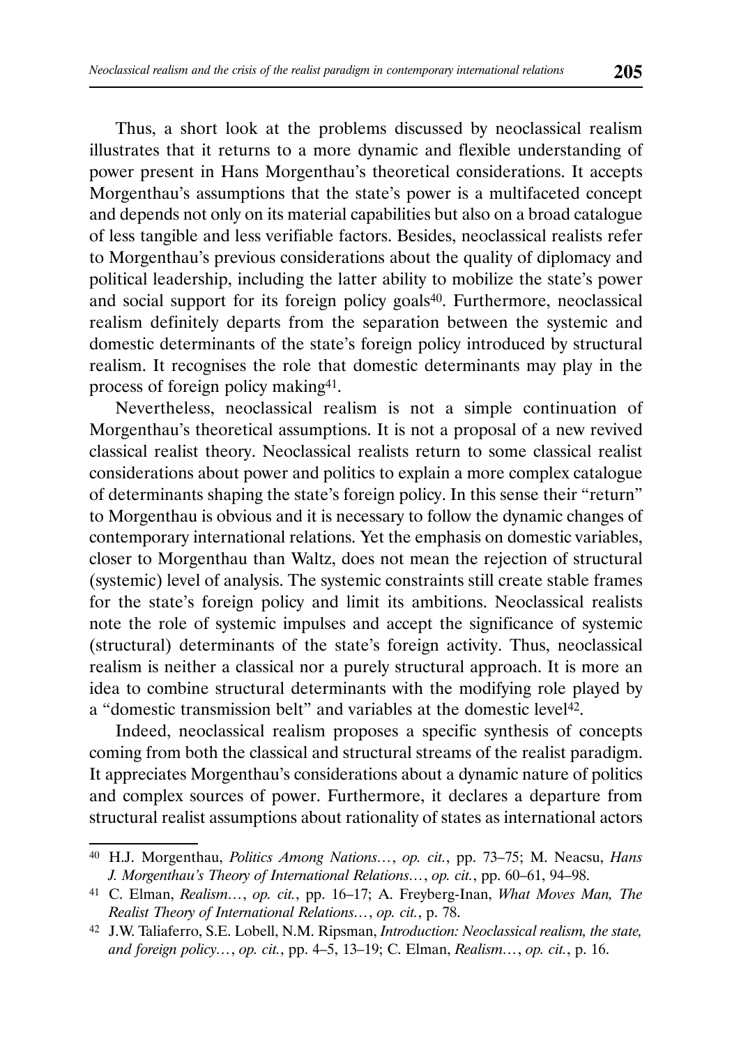Thus, a short look at the problems discussed by neoclassical realism illustrates that it returns to a more dynamic and flexible understanding of power present in Hans Morgenthau's theoretical considerations. It accepts Morgenthau's assumptions that the state's power is a multifaceted concept and depends not only on its material capabilities but also on a broad catalogue of less tangible and less verifiable factors. Besides, neoclassical realists refer to Morgenthau's previous considerations about the quality of diplomacy and political leadership, including the latter ability to mobilize the state's power and social support for its foreign policy goals[40]. Furthermore, neoclassical realism definitely departs from the separation between the systemic and domestic determinants of the state's foreign policy introduced by structural realism. It recognises the role that domestic determinants may play in the process of foreign policy making[41].

Nevertheless, neoclassical realism is not a simple continuation of Morgenthau's theoretical assumptions. It is not a proposal of a new revived classical realist theory. Neoclassical realists return to some classical realist considerations about power and politics to explain a more complex catalogue of determinants shaping the state's foreign policy. In this sense their "return" to Morgenthau is obvious and it is necessary to follow the dynamic changes of contemporary international relations. Yet the emphasis on domestic variables, closer to Morgenthau than Waltz, does not mean the rejection of structural (systemic) level of analysis. The systemic constraints still create stable frames for the state's foreign policy and limit its ambitions. Neoclassical realists note the role of systemic impulses and accept the significance of systemic (structural) determinants of the state's foreign activity. Thus, neoclassical realism is neither a classical nor a purely structural approach. It is more an idea to combine structural determinants with the modifying role played by a "domestic transmission belt" and variables at the domestic level[42].

Indeed, neoclassical realism proposes a specific synthesis of concepts coming from both the classical and structural streams of the realist paradigm. It appreciates Morgenthau's considerations about a dynamic nature of politics and complex sources of power. Furthermore, it declares a departure from structural realist assumptions about rationality of states as international actors

---

[40] H.J. Morgenthau, *Politics Among Nations…*, *op. cit.*, pp. 73–75; M. Neacsu, *Hans J. Morgenthau's Theory of International Relations…*, *op. cit.*, pp. 60–61, 94–98.

[41] C. Elman, *Realism…*, *op. cit.*, pp. 16–17; A. Freyberg-Inan, *What Moves Man, The Realist Theory of International Relations…*, *op. cit.*, p. 78.

[42] J.W. Taliaferro, S.E. Lobell, N.M. Ripsman, *Introduction: Neoclassical realism, the state, and foreign policy…*, *op. cit.*, pp. 4–5, 13–19; C. Elman, *Realism…*, *op. cit.*, p. 16.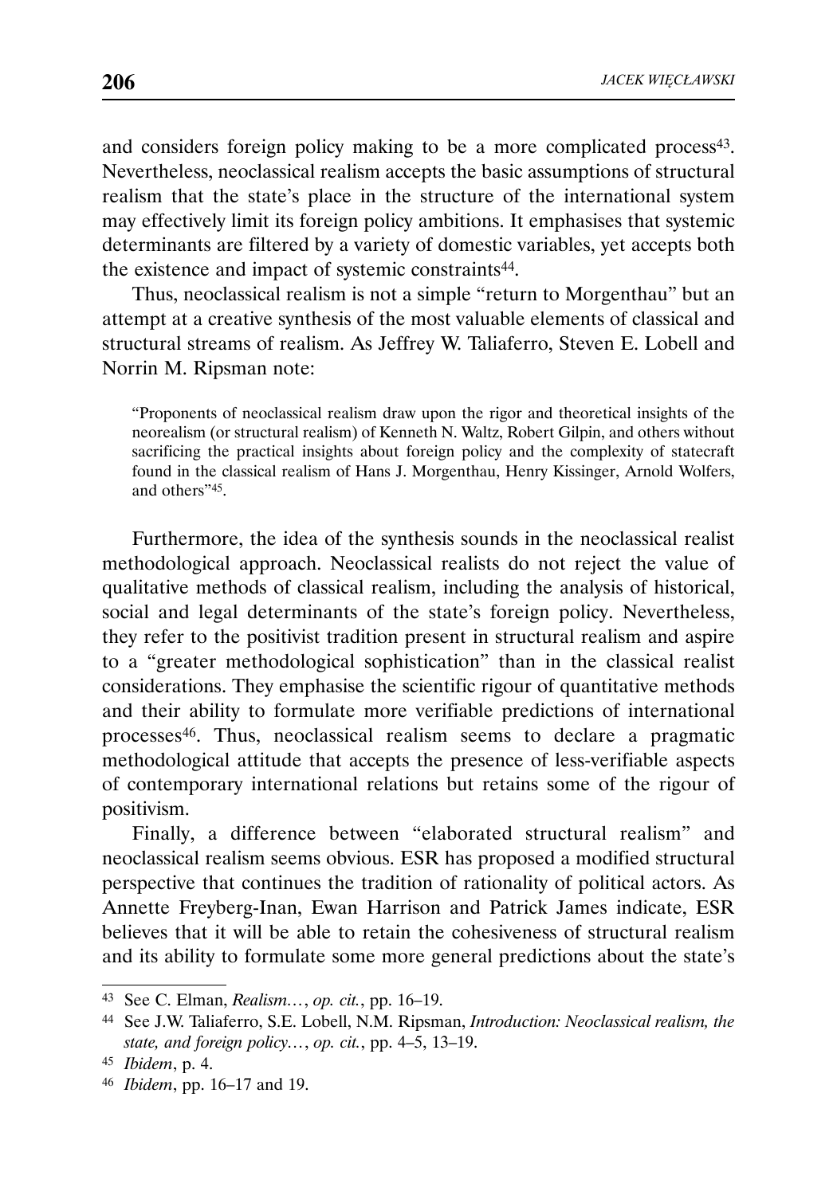and considers foreign policy making to be a more complicated process[43]. Nevertheless, neoclassical realism accepts the basic assumptions of structural realism that the state's place in the structure of the international system may effectively limit its foreign policy ambitions. It emphasises that systemic determinants are filtered by a variety of domestic variables, yet accepts both the existence and impact of systemic constraints[44].

Thus, neoclassical realism is not a simple "return to Morgenthau" but an attempt at a creative synthesis of the most valuable elements of classical and structural streams of realism. As Jeffrey W. Taliaferro, Steven E. Lobell and Norrin M. Ripsman note:

> "Proponents of neoclassical realism draw upon the rigor and theoretical insights of the neorealism (or structural realism) of Kenneth N. Waltz, Robert Gilpin, and others without sacrificing the practical insights about foreign policy and the complexity of statecraft found in the classical realism of Hans J. Morgenthau, Henry Kissinger, Arnold Wolfers, and others"[45].

Furthermore, the idea of the synthesis sounds in the neoclassical realist methodological approach. Neoclassical realists do not reject the value of qualitative methods of classical realism, including the analysis of historical, social and legal determinants of the state's foreign policy. Nevertheless, they refer to the positivist tradition present in structural realism and aspire to a "greater methodological sophistication" than in the classical realist considerations. They emphasise the scientific rigour of quantitative methods and their ability to formulate more verifiable predictions of international processes[46]. Thus, neoclassical realism seems to declare a pragmatic methodological attitude that accepts the presence of less-verifiable aspects of contemporary international relations but retains some of the rigour of positivism.

Finally, a difference between "elaborated structural realism" and neoclassical realism seems obvious. ESR has proposed a modified structural perspective that continues the tradition of rationality of political actors. As Annette Freyberg-Inan, Ewan Harrison and Patrick James indicate, ESR believes that it will be able to retain the cohesiveness of structural realism and its ability to formulate some more general predictions about the state's

---

[43] See C. Elman, *Realism…*, *op. cit.*, pp. 16–19.

[44] See J.W. Taliaferro, S.E. Lobell, N.M. Ripsman, *Introduction: Neoclassical realism, the state, and foreign policy…*, *op. cit.*, pp. 4–5, 13–19.

[45] *Ibidem*, p. 4.

[46] *Ibidem*, pp. 16–17 and 19.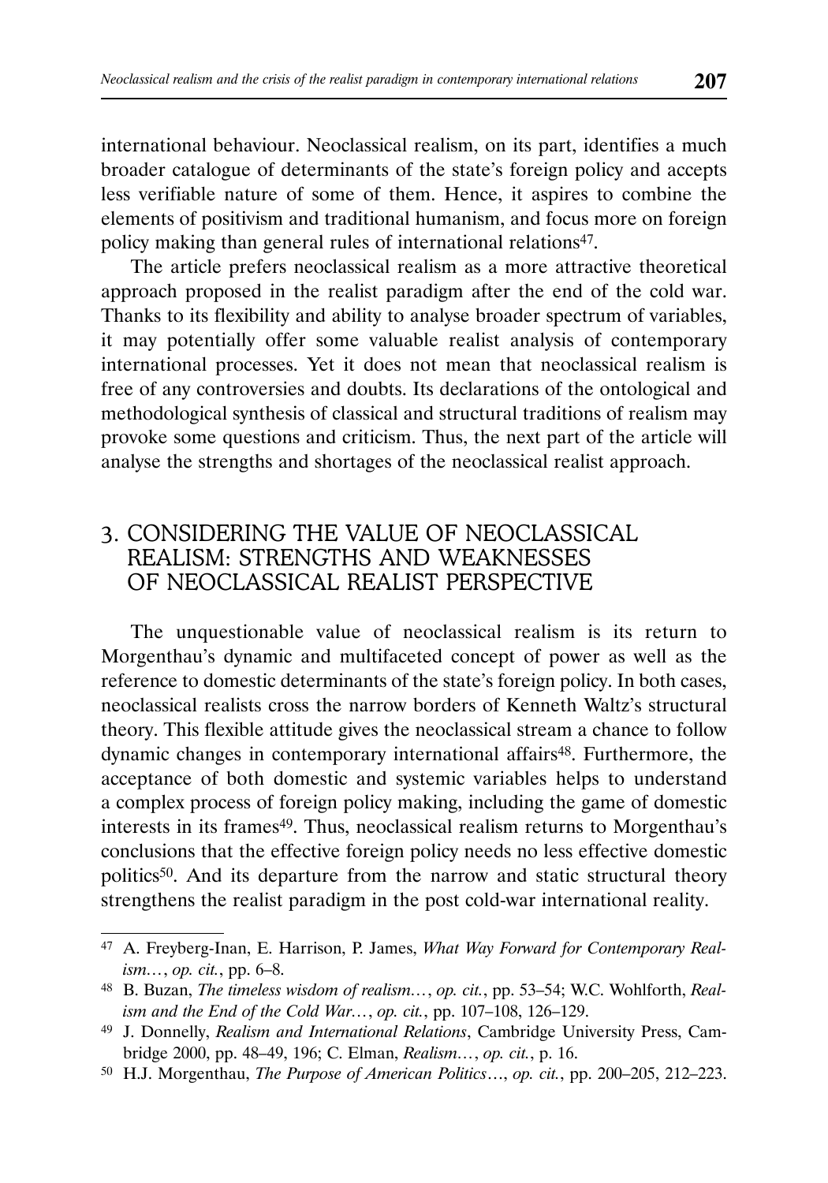international behaviour. Neoclassical realism, on its part, identifies a much broader catalogue of determinants of the state's foreign policy and accepts less verifiable nature of some of them. Hence, it aspires to combine the elements of positivism and traditional humanism, and focus more on foreign policy making than general rules of international relations[47].

The article prefers neoclassical realism as a more attractive theoretical approach proposed in the realist paradigm after the end of the cold war. Thanks to its flexibility and ability to analyse broader spectrum of variables, it may potentially offer some valuable realist analysis of contemporary international processes. Yet it does not mean that neoclassical realism is free of any controversies and doubts. Its declarations of the ontological and methodological synthesis of classical and structural traditions of realism may provoke some questions and criticism. Thus, the next part of the article will analyse the strengths and shortages of the neoclassical realist approach.

## 3. CONSIDERING THE VALUE OF NEOCLASSICAL REALISM: STRENGTHS AND WEAKNESSES OF NEOCLASSICAL REALIST PERSPECTIVE

The unquestionable value of neoclassical realism is its return to Morgenthau's dynamic and multifaceted concept of power as well as the reference to domestic determinants of the state's foreign policy. In both cases, neoclassical realists cross the narrow borders of Kenneth Waltz's structural theory. This flexible attitude gives the neoclassical stream a chance to follow dynamic changes in contemporary international affairs[48]. Furthermore, the acceptance of both domestic and systemic variables helps to understand a complex process of foreign policy making, including the game of domestic interests in its frames[49]. Thus, neoclassical realism returns to Morgenthau's conclusions that the effective foreign policy needs no less effective domestic politics[50]. And its departure from the narrow and static structural theory strengthens the realist paradigm in the post cold-war international reality.

---

[47] A. Freyberg-Inan, E. Harrison, P. James, *What Way Forward for Contemporary Realism…*, *op. cit.*, pp. 6–8.

[48] B. Buzan, *The timeless wisdom of realism…*, *op. cit.*, pp. 53–54; W.C. Wohlforth, *Realism and the End of the Cold War…*, *op. cit.*, pp. 107–108, 126–129.

[49] J. Donnelly, *Realism and International Relations*, Cambridge University Press, Cambridge 2000, pp. 48–49, 196; C. Elman, *Realism…*, *op. cit.*, p. 16.

[50] H.J. Morgenthau, *The Purpose of American Politics…*, *op. cit.*, pp. 200–205, 212–223.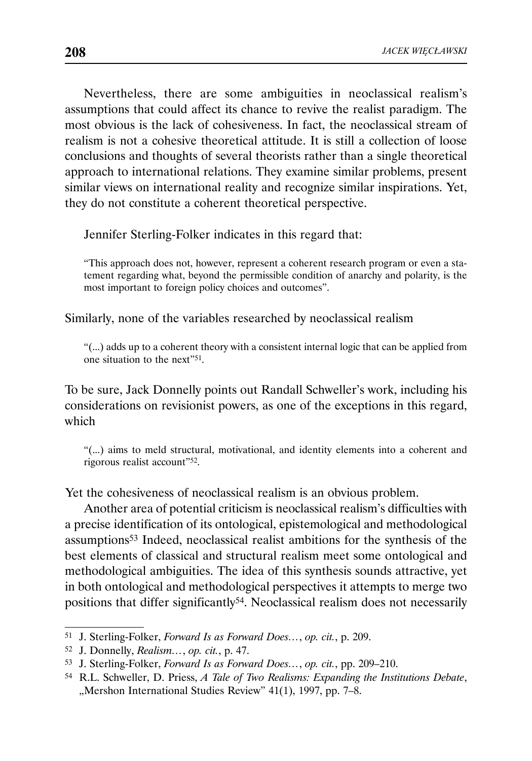Nevertheless, there are some ambiguities in neoclassical realism's assumptions that could affect its chance to revive the realist paradigm. The most obvious is the lack of cohesiveness. In fact, the neoclassical stream of realism is not a cohesive theoretical attitude. It is still a collection of loose conclusions and thoughts of several theorists rather than a single theoretical approach to international relations. They examine similar problems, present similar views on international reality and recognize similar inspirations. Yet, they do not constitute a coherent theoretical perspective.

Jennifer Sterling-Folker indicates in this regard that:

> "This approach does not, however, represent a coherent research program or even a statement regarding what, beyond the permissible condition of anarchy and polarity, is the most important to foreign policy choices and outcomes".

Similarly, none of the variables researched by neoclassical realism

> "(...) adds up to a coherent theory with a consistent internal logic that can be applied from one situation to the next"[51].

To be sure, Jack Donnelly points out Randall Schweller's work, including his considerations on revisionist powers, as one of the exceptions in this regard, which

> "(...) aims to meld structural, motivational, and identity elements into a coherent and rigorous realist account"[52].

Yet the cohesiveness of neoclassical realism is an obvious problem.

Another area of potential criticism is neoclassical realism's difficulties with a precise identification of its ontological, epistemological and methodological assumptions[53] Indeed, neoclassical realist ambitions for the synthesis of the best elements of classical and structural realism meet some ontological and methodological ambiguities. The idea of this synthesis sounds attractive, yet in both ontological and methodological perspectives it attempts to merge two positions that differ significantly[54]. Neoclassical realism does not necessarily

---

[51] J. Sterling-Folker, *Forward Is as Forward Does…*, *op. cit.*, p. 209.

[52] J. Donnelly, *Realism…*, *op. cit.*, p. 47.

[53] J. Sterling-Folker, *Forward Is as Forward Does…*, *op. cit.*, pp. 209–210.

[54] R.L. Schweller, D. Priess, *A Tale of Two Realisms: Expanding the Institutions Debate*, „Mershon International Studies Review" 41(1), 1997, pp. 7–8.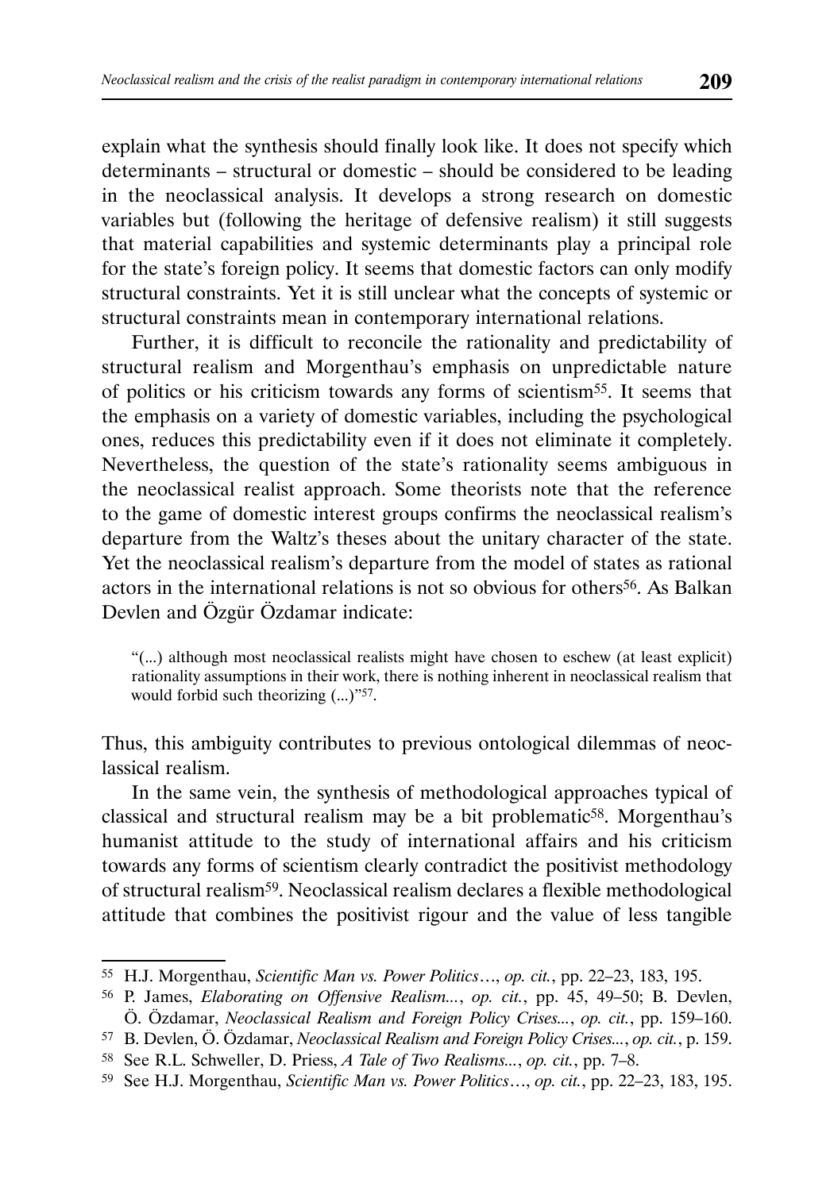explain what the synthesis should finally look like. It does not specify which determinants – structural or domestic – should be considered to be leading in the neoclassical analysis. It develops a strong research on domestic variables but (following the heritage of defensive realism) it still suggests that material capabilities and systemic determinants play a principal role for the state's foreign policy. It seems that domestic factors can only modify structural constraints. Yet it is still unclear what the concepts of systemic or structural constraints mean in contemporary international relations.

Further, it is difficult to reconcile the rationality and predictability of structural realism and Morgenthau's emphasis on unpredictable nature of politics or his criticism towards any forms of scientism[55]. It seems that the emphasis on a variety of domestic variables, including the psychological ones, reduces this predictability even if it does not eliminate it completely. Nevertheless, the question of the state's rationality seems ambiguous in the neoclassical realist approach. Some theorists note that the reference to the game of domestic interest groups confirms the neoclassical realism's departure from the Waltz's theses about the unitary character of the state. Yet the neoclassical realism's departure from the model of states as rational actors in the international relations is not so obvious for others[56]. As Balkan Devlen and Özgür Özdamar indicate:

> "(...) although most neoclassical realists might have chosen to eschew (at least explicit) rationality assumptions in their work, there is nothing inherent in neoclassical realism that would forbid such theorizing (...)"[57].

Thus, this ambiguity contributes to previous ontological dilemmas of neoclassical realism.

In the same vein, the synthesis of methodological approaches typical of classical and structural realism may be a bit problematic[58]. Morgenthau's humanist attitude to the study of international affairs and his criticism towards any forms of scientism clearly contradict the positivist methodology of structural realism[59]. Neoclassical realism declares a flexible methodological attitude that combines the positivist rigour and the value of less tangible

---

[55] H.J. Morgenthau, *Scientific Man vs. Power Politics…*, *op. cit.*, pp. 22–23, 183, 195.

[56] P. James, *Elaborating on Offensive Realism...*, *op. cit.*, pp. 45, 49–50; B. Devlen, Ö. Özdamar, *Neoclassical Realism and Foreign Policy Crises...*, *op. cit.*, pp. 159–160.

[57] B. Devlen, Ö. Özdamar, *Neoclassical Realism and Foreign Policy Crises...*, *op. cit.*, p. 159.

[58] See R.L. Schweller, D. Priess, *A Tale of Two Realisms...*, *op. cit.*, pp. 7–8.

[59] See H.J. Morgenthau, *Scientific Man vs. Power Politics…*, *op. cit.*, pp. 22–23, 183, 195.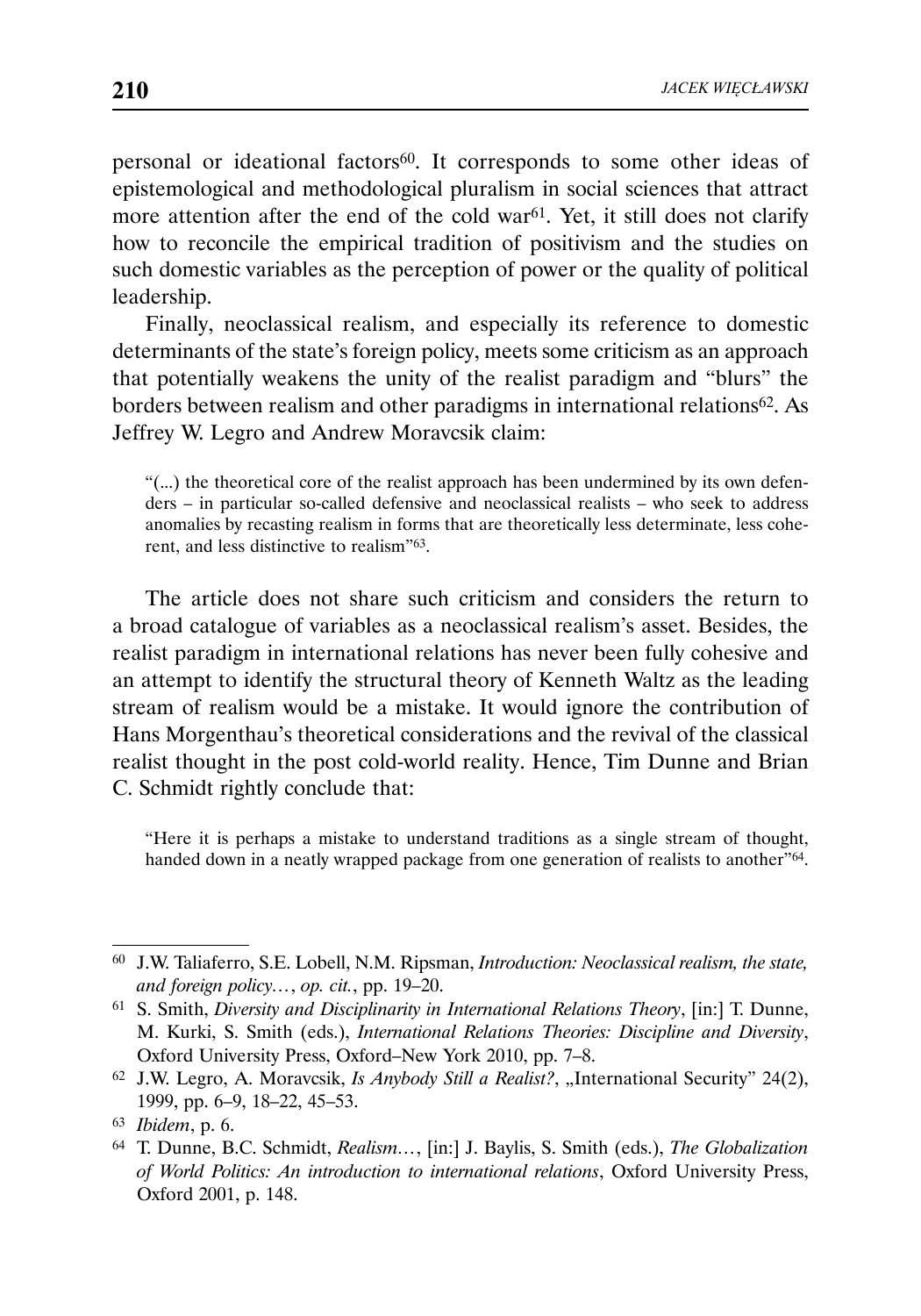personal or ideational factors[60]. It corresponds to some other ideas of epistemological and methodological pluralism in social sciences that attract more attention after the end of the cold war[61]. Yet, it still does not clarify how to reconcile the empirical tradition of positivism and the studies on such domestic variables as the perception of power or the quality of political leadership.

Finally, neoclassical realism, and especially its reference to domestic determinants of the state's foreign policy, meets some criticism as an approach that potentially weakens the unity of the realist paradigm and "blurs" the borders between realism and other paradigms in international relations[62]. As Jeffrey W. Legro and Andrew Moravcsik claim:

> "(...) the theoretical core of the realist approach has been undermined by its own defenders – in particular so-called defensive and neoclassical realists – who seek to address anomalies by recasting realism in forms that are theoretically less determinate, less coherent, and less distinctive to realism"[63].

The article does not share such criticism and considers the return to a broad catalogue of variables as a neoclassical realism's asset. Besides, the realist paradigm in international relations has never been fully cohesive and an attempt to identify the structural theory of Kenneth Waltz as the leading stream of realism would be a mistake. It would ignore the contribution of Hans Morgenthau's theoretical considerations and the revival of the classical realist thought in the post cold-world reality. Hence, Tim Dunne and Brian C. Schmidt rightly conclude that:

> "Here it is perhaps a mistake to understand traditions as a single stream of thought, handed down in a neatly wrapped package from one generation of realists to another"[64].

---

[60] J.W. Taliaferro, S.E. Lobell, N.M. Ripsman, *Introduction: Neoclassical realism, the state, and foreign policy…*, *op. cit.*, pp. 19–20.

[61] S. Smith, *Diversity and Disciplinarity in International Relations Theory*, [in:] T. Dunne, M. Kurki, S. Smith (eds.), *International Relations Theories: Discipline and Diversity*, Oxford University Press, Oxford–New York 2010, pp. 7–8.

[62] J.W. Legro, A. Moravcsik, *Is Anybody Still a Realist?*, „International Security" 24(2), 1999, pp. 6–9, 18–22, 45–53.

[63] *Ibidem*, p. 6.

[64] T. Dunne, B.C. Schmidt, *Realism…*, [in:] J. Baylis, S. Smith (eds.), *The Globalization of World Politics: An introduction to international relations*, Oxford University Press, Oxford 2001, p. 148.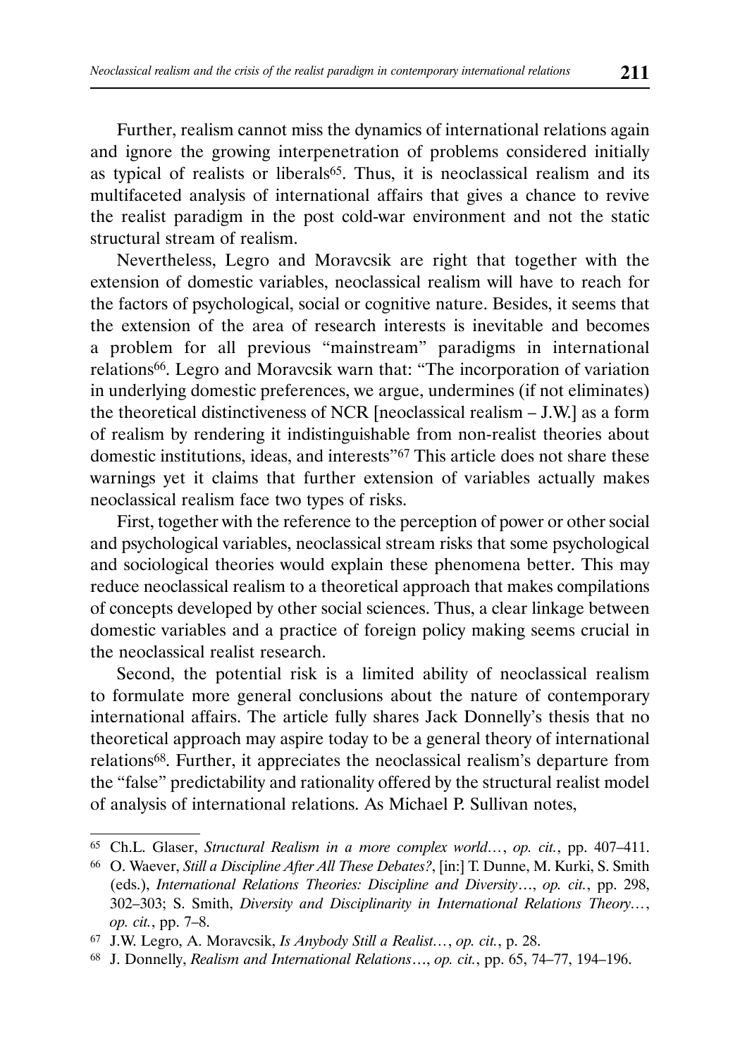Further, realism cannot miss the dynamics of international relations again and ignore the growing interpenetration of problems considered initially as typical of realists or liberals[65]. Thus, it is neoclassical realism and its multifaceted analysis of international affairs that gives a chance to revive the realist paradigm in the post cold-war environment and not the static structural stream of realism.

Nevertheless, Legro and Moravcsik are right that together with the extension of domestic variables, neoclassical realism will have to reach for the factors of psychological, social or cognitive nature. Besides, it seems that the extension of the area of research interests is inevitable and becomes a problem for all previous "mainstream" paradigms in international relations[66]. Legro and Moravcsik warn that: "The incorporation of variation in underlying domestic preferences, we argue, undermines (if not eliminates) the theoretical distinctiveness of NCR [neoclassical realism – J.W.] as a form of realism by rendering it indistinguishable from non-realist theories about domestic institutions, ideas, and interests"[67] This article does not share these warnings yet it claims that further extension of variables actually makes neoclassical realism face two types of risks.

First, together with the reference to the perception of power or other social and psychological variables, neoclassical stream risks that some psychological and sociological theories would explain these phenomena better. This may reduce neoclassical realism to a theoretical approach that makes compilations of concepts developed by other social sciences. Thus, a clear linkage between domestic variables and a practice of foreign policy making seems crucial in the neoclassical realist research.

Second, the potential risk is a limited ability of neoclassical realism to formulate more general conclusions about the nature of contemporary international affairs. The article fully shares Jack Donnelly's thesis that no theoretical approach may aspire today to be a general theory of international relations[68]. Further, it appreciates the neoclassical realism's departure from the "false" predictability and rationality offered by the structural realist model of analysis of international relations. As Michael P. Sullivan notes,

---

[65] Ch.L. Glaser, *Structural Realism in a more complex world…*, *op. cit.*, pp. 407–411.

[66] O. Waever, *Still a Discipline After All These Debates?*, [in:] T. Dunne, M. Kurki, S. Smith (eds.), *International Relations Theories: Discipline and Diversity…*, *op. cit.*, pp. 298, 302–303; S. Smith, *Diversity and Disciplinarity in International Relations Theory…*, *op. cit.*, pp. 7–8.

[67] J.W. Legro, A. Moravcsik, *Is Anybody Still a Realist…*, *op. cit.*, p. 28.

[68] J. Donnelly, *Realism and International Relations…*, *op. cit.*, pp. 65, 74–77, 194–196.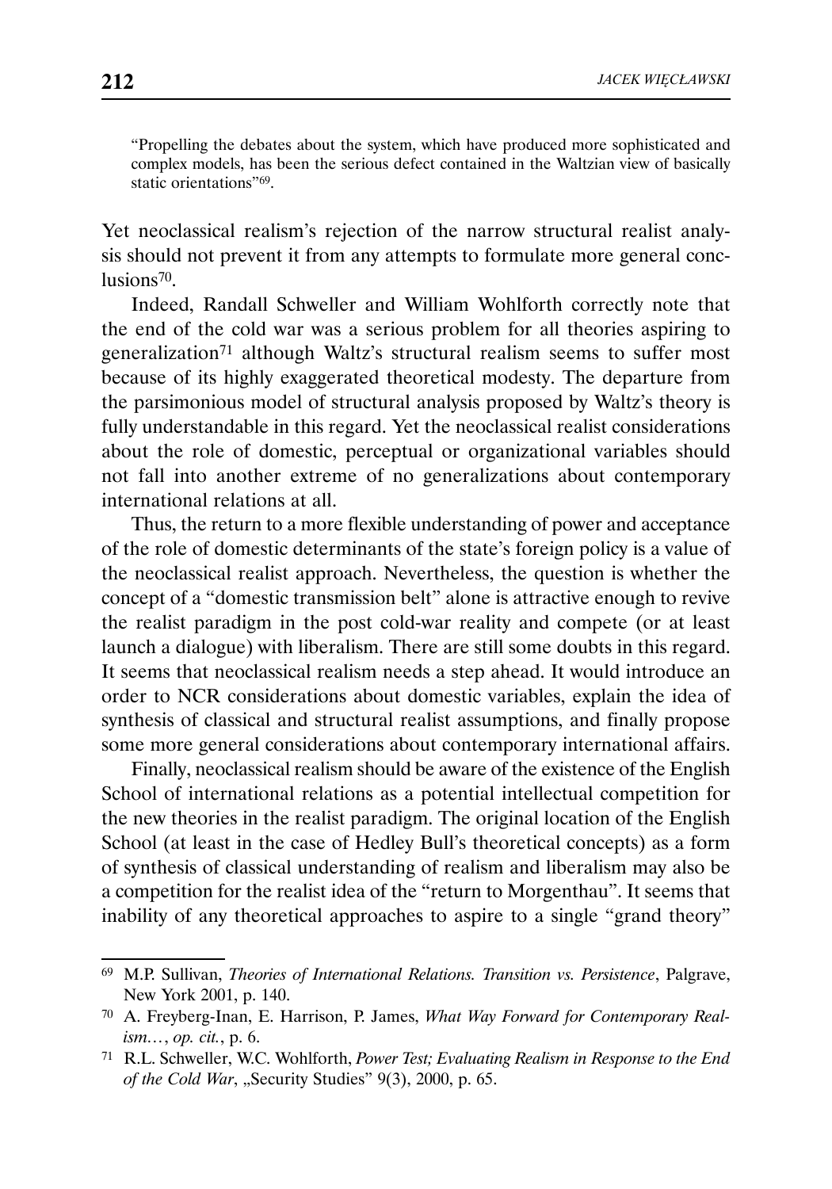> "Propelling the debates about the system, which have produced more sophisticated and complex models, has been the serious defect contained in the Waltzian view of basically static orientations"[69].

Yet neoclassical realism's rejection of the narrow structural realist analysis should not prevent it from any attempts to formulate more general conclusions[70].

Indeed, Randall Schweller and William Wohlforth correctly note that the end of the cold war was a serious problem for all theories aspiring to generalization[71] although Waltz's structural realism seems to suffer most because of its highly exaggerated theoretical modesty. The departure from the parsimonious model of structural analysis proposed by Waltz's theory is fully understandable in this regard. Yet the neoclassical realist considerations about the role of domestic, perceptual or organizational variables should not fall into another extreme of no generalizations about contemporary international relations at all.

Thus, the return to a more flexible understanding of power and acceptance of the role of domestic determinants of the state's foreign policy is a value of the neoclassical realist approach. Nevertheless, the question is whether the concept of a "domestic transmission belt" alone is attractive enough to revive the realist paradigm in the post cold-war reality and compete (or at least launch a dialogue) with liberalism. There are still some doubts in this regard. It seems that neoclassical realism needs a step ahead. It would introduce an order to NCR considerations about domestic variables, explain the idea of synthesis of classical and structural realist assumptions, and finally propose some more general considerations about contemporary international affairs.

Finally, neoclassical realism should be aware of the existence of the English School of international relations as a potential intellectual competition for the new theories in the realist paradigm. The original location of the English School (at least in the case of Hedley Bull's theoretical concepts) as a form of synthesis of classical understanding of realism and liberalism may also be a competition for the realist idea of the "return to Morgenthau". It seems that inability of any theoretical approaches to aspire to a single "grand theory"

---

[69] M.P. Sullivan, *Theories of International Relations. Transition vs. Persistence*, Palgrave, New York 2001, p. 140.

[70] A. Freyberg-Inan, E. Harrison, P. James, *What Way Forward for Contemporary Realism…*, *op. cit.*, p. 6.

[71] R.L. Schweller, W.C. Wohlforth, *Power Test; Evaluating Realism in Response to the End of the Cold War*, „Security Studies" 9(3), 2000, p. 65.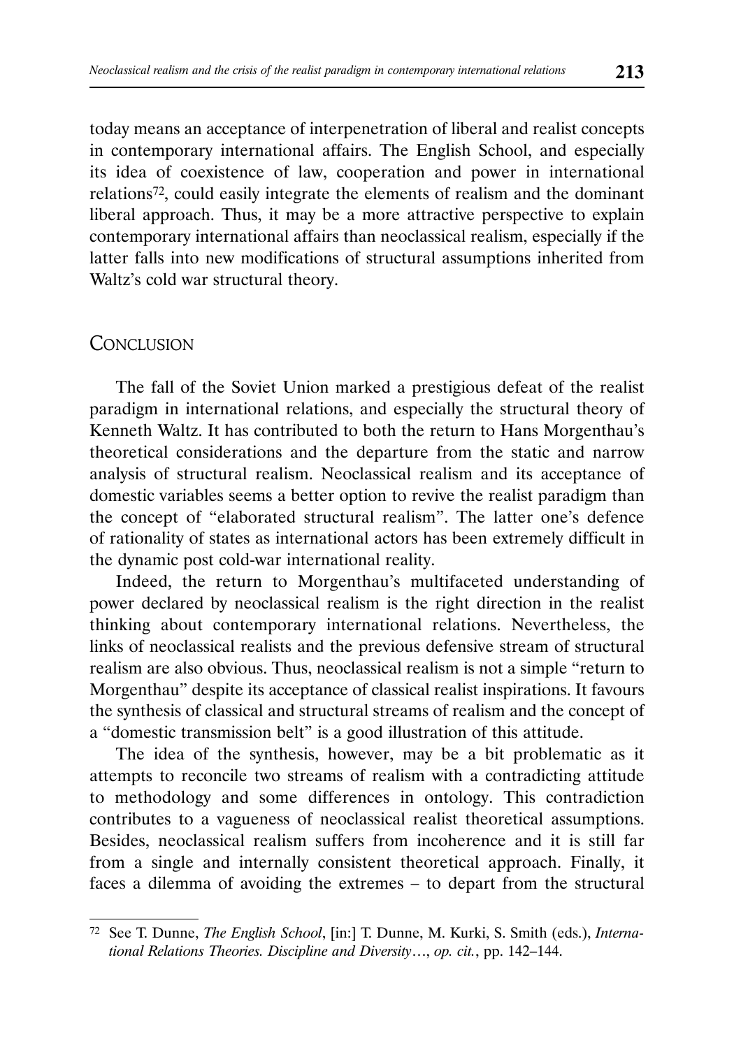today means an acceptance of interpenetration of liberal and realist concepts in contemporary international affairs. The English School, and especially its idea of coexistence of law, cooperation and power in international relations[72], could easily integrate the elements of realism and the dominant liberal approach. Thus, it may be a more attractive perspective to explain contemporary international affairs than neoclassical realism, especially if the latter falls into new modifications of structural assumptions inherited from Waltz's cold war structural theory.

## Conclusion

The fall of the Soviet Union marked a prestigious defeat of the realist paradigm in international relations, and especially the structural theory of Kenneth Waltz. It has contributed to both the return to Hans Morgenthau's theoretical considerations and the departure from the static and narrow analysis of structural realism. Neoclassical realism and its acceptance of domestic variables seems a better option to revive the realist paradigm than the concept of "elaborated structural realism". The latter one's defence of rationality of states as international actors has been extremely difficult in the dynamic post cold-war international reality.

Indeed, the return to Morgenthau's multifaceted understanding of power declared by neoclassical realism is the right direction in the realist thinking about contemporary international relations. Nevertheless, the links of neoclassical realists and the previous defensive stream of structural realism are also obvious. Thus, neoclassical realism is not a simple "return to Morgenthau" despite its acceptance of classical realist inspirations. It favours the synthesis of classical and structural streams of realism and the concept of a "domestic transmission belt" is a good illustration of this attitude.

The idea of the synthesis, however, may be a bit problematic as it attempts to reconcile two streams of realism with a contradicting attitude to methodology and some differences in ontology. This contradiction contributes to a vagueness of neoclassical realist theoretical assumptions. Besides, neoclassical realism suffers from incoherence and it is still far from a single and internally consistent theoretical approach. Finally, it faces a dilemma of avoiding the extremes – to depart from the structural

---

[72] See T. Dunne, *The English School*, [in:] T. Dunne, M. Kurki, S. Smith (eds.), *International Relations Theories. Discipline and Diversity*…, *op. cit.*, pp. 142–144.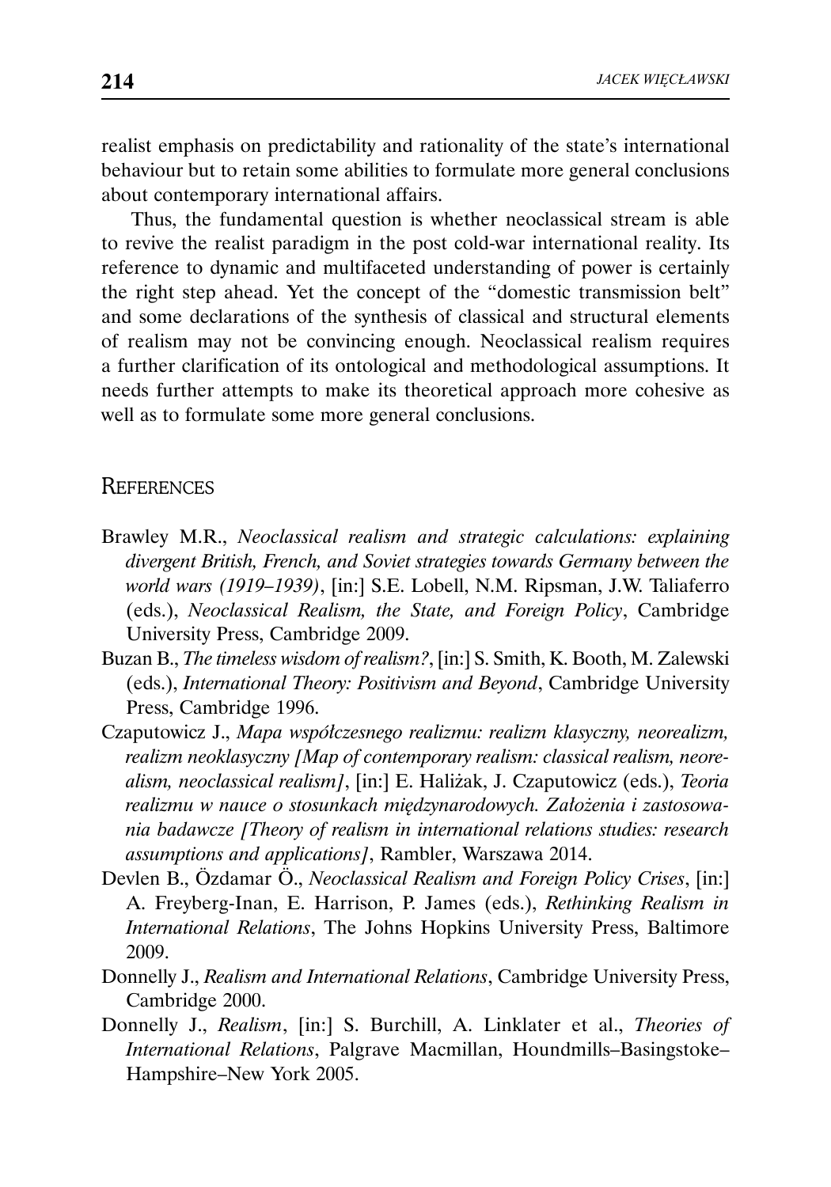realist emphasis on predictability and rationality of the state's international behaviour but to retain some abilities to formulate more general conclusions about contemporary international affairs.

Thus, the fundamental question is whether neoclassical stream is able to revive the realist paradigm in the post cold-war international reality. Its reference to dynamic and multifaceted understanding of power is certainly the right step ahead. Yet the concept of the "domestic transmission belt" and some declarations of the synthesis of classical and structural elements of realism may not be convincing enough. Neoclassical realism requires a further clarification of its ontological and methodological assumptions. It needs further attempts to make its theoretical approach more cohesive as well as to formulate some more general conclusions.

## References

- Brawley M.R., *Neoclassical realism and strategic calculations: explaining divergent British, French, and Soviet strategies towards Germany between the world wars (1919–1939)*, [in:] S.E. Lobell, N.M. Ripsman, J.W. Taliaferro (eds.), *Neoclassical Realism, the State, and Foreign Policy*, Cambridge University Press, Cambridge 2009.
- Buzan B., *The timeless wisdom of realism?*, [in:] S. Smith, K. Booth, M. Zalewski (eds.), *International Theory: Positivism and Beyond*, Cambridge University Press, Cambridge 1996.
- Czaputowicz J., *Mapa współczesnego realizmu: realizm klasyczny, neorealizm, realizm neoklasyczny [Map of contemporary realism: classical realism, neorealism, neoclassical realism]*, [in:] E. Haliżak, J. Czaputowicz (eds.), *Teoria realizmu w nauce o stosunkach międzynarodowych. Założenia i zastosowania badawcze [Theory of realism in international relations studies: research assumptions and applications]*, Rambler, Warszawa 2014.
- Devlen B., Özdamar Ö., *Neoclassical Realism and Foreign Policy Crises*, [in:] A. Freyberg-Inan, E. Harrison, P. James (eds.), *Rethinking Realism in International Relations*, The Johns Hopkins University Press, Baltimore 2009.
- Donnelly J., *Realism and International Relations*, Cambridge University Press, Cambridge 2000.
- Donnelly J., *Realism*, [in:] S. Burchill, A. Linklater et al., *Theories of International Relations*, Palgrave Macmillan, Houndmills–Basingstoke–Hampshire–New York 2005.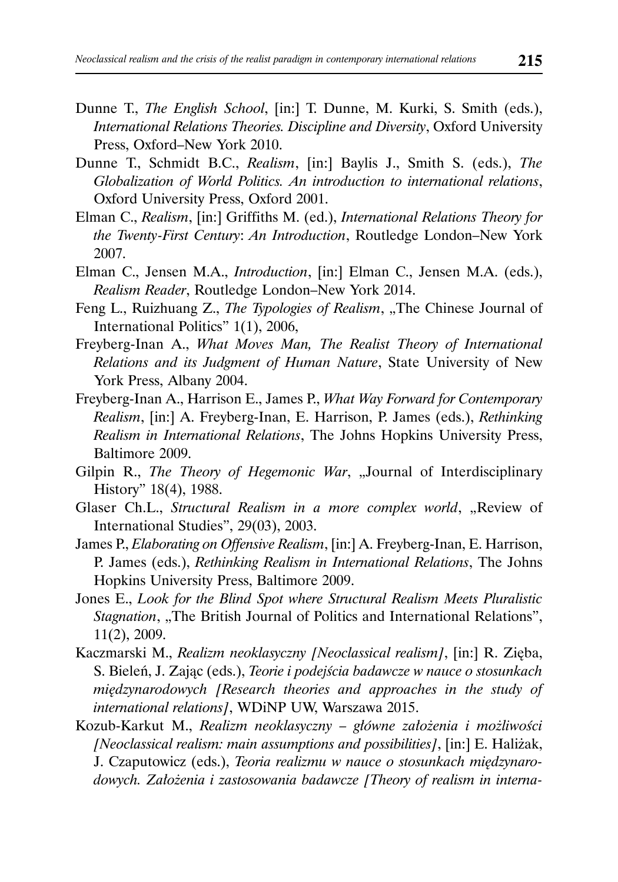Dunne T., *The English School*, [in:] T. Dunne, M. Kurki, S. Smith (eds.), *International Relations Theories. Discipline and Diversity*, Oxford University Press, Oxford–New York 2010.

Dunne T., Schmidt B.C., *Realism*, [in:] Baylis J., Smith S. (eds.), *The Globalization of World Politics. An introduction to international relations*, Oxford University Press, Oxford 2001.

Elman C., *Realism*, [in:] Griffiths M. (ed.), *International Relations Theory for the Twenty-First Century*: *An Introduction*, Routledge London–New York 2007.

Elman C., Jensen M.A., *Introduction*, [in:] Elman C., Jensen M.A. (eds.), *Realism Reader*, Routledge London–New York 2014.

Feng L., Ruizhuang Z., *The Typologies of Realism*, „The Chinese Journal of International Politics" 1(1), 2006,

Freyberg-Inan A., *What Moves Man, The Realist Theory of International Relations and its Judgment of Human Nature*, State University of New York Press, Albany 2004.

Freyberg-Inan A., Harrison E., James P., *What Way Forward for Contemporary Realism*, [in:] A. Freyberg-Inan, E. Harrison, P. James (eds.), *Rethinking Realism in International Relations*, The Johns Hopkins University Press, Baltimore 2009.

Gilpin R., *The Theory of Hegemonic War*, „Journal of Interdisciplinary History" 18(4), 1988.

Glaser Ch.L., *Structural Realism in a more complex world*, „Review of International Studies", 29(03), 2003.

James P., *Elaborating on Offensive Realism*, [in:] A. Freyberg-Inan, E. Harrison, P. James (eds.), *Rethinking Realism in International Relations*, The Johns Hopkins University Press, Baltimore 2009.

Jones E., *Look for the Blind Spot where Structural Realism Meets Pluralistic Stagnation*, „The British Journal of Politics and International Relations", 11(2), 2009.

Kaczmarski M., *Realizm neoklasyczny [Neoclassical realism]*, [in:] R. Zięba, S. Bieleń, J. Zając (eds.), *Teorie i podejścia badawcze w nauce o stosunkach międzynarodowych [Research theories and approaches in the study of international relations]*, WDiNP UW, Warszawa 2015.

Kozub-Karkut M., *Realizm neoklasyczny – główne założenia i możliwości [Neoclassical realism: main assumptions and possibilities]*, [in:] E. Haliżak, J. Czaputowicz (eds.), *Teoria realizmu w nauce o stosunkach międzynarodowych. Założenia i zastosowania badawcze [Theory of realism in interna-*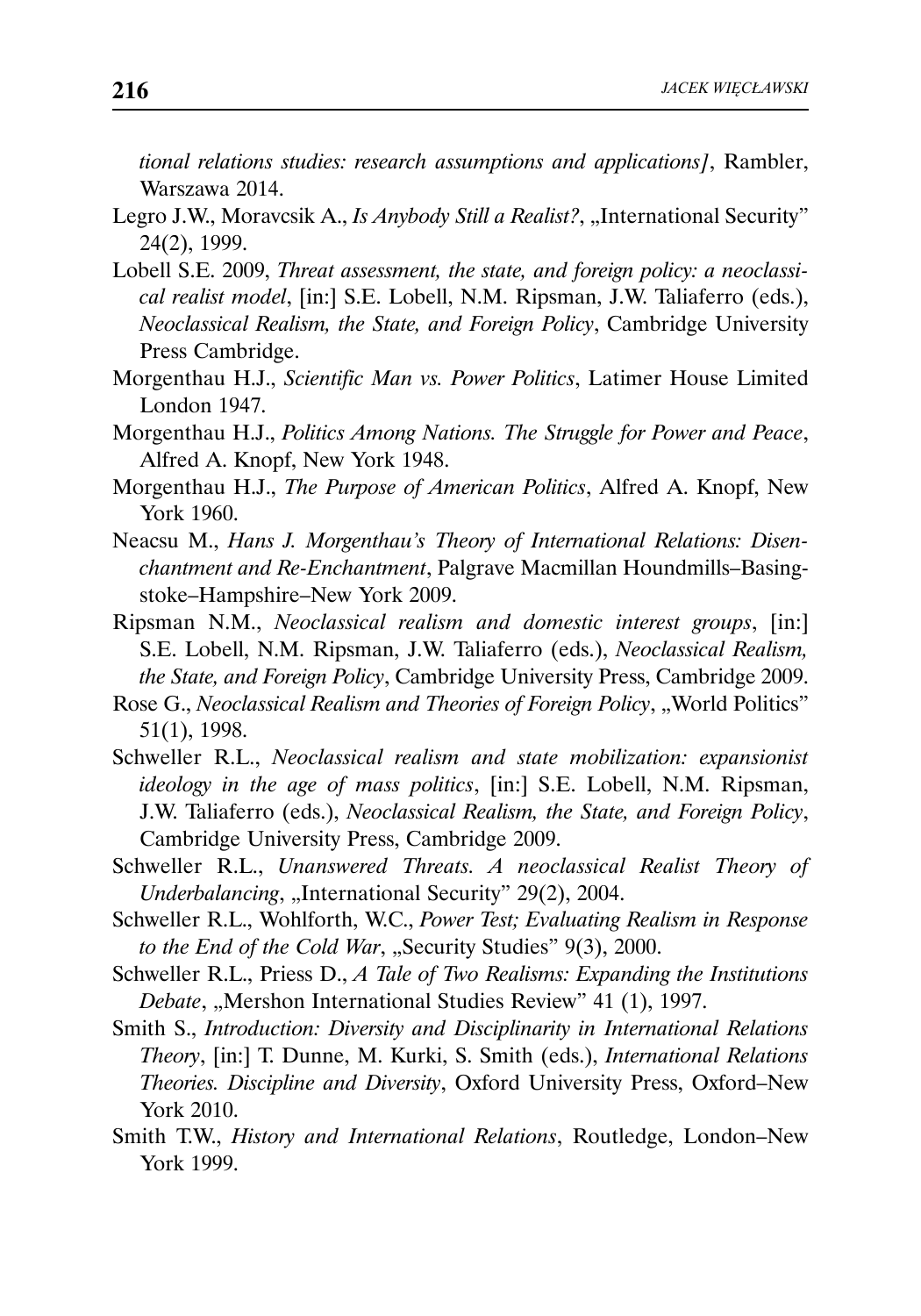*tional relations studies: research assumptions and applications]*, Rambler, Warszawa 2014.

Legro J.W., Moravcsik A., *Is Anybody Still a Realist?*, „International Security" 24(2), 1999.

Lobell S.E. 2009, *Threat assessment, the state, and foreign policy: a neoclassical realist model*, [in:] S.E. Lobell, N.M. Ripsman, J.W. Taliaferro (eds.), *Neoclassical Realism, the State, and Foreign Policy*, Cambridge University Press Cambridge.

Morgenthau H.J., *Scientific Man vs. Power Politics*, Latimer House Limited London 1947.

Morgenthau H.J., *Politics Among Nations. The Struggle for Power and Peace*, Alfred A. Knopf, New York 1948.

Morgenthau H.J., *The Purpose of American Politics*, Alfred A. Knopf, New York 1960.

Neacsu M., *Hans J. Morgenthau's Theory of International Relations: Disenchantment and Re-Enchantment*, Palgrave Macmillan Houndmills–Basingstoke–Hampshire–New York 2009.

Ripsman N.M., *Neoclassical realism and domestic interest groups*, [in:] S.E. Lobell, N.M. Ripsman, J.W. Taliaferro (eds.), *Neoclassical Realism, the State, and Foreign Policy*, Cambridge University Press, Cambridge 2009.

Rose G., *Neoclassical Realism and Theories of Foreign Policy*, „World Politics" 51(1), 1998.

Schweller R.L., *Neoclassical realism and state mobilization: expansionist ideology in the age of mass politics*, [in:] S.E. Lobell, N.M. Ripsman, J.W. Taliaferro (eds.), *Neoclassical Realism, the State, and Foreign Policy*, Cambridge University Press, Cambridge 2009.

Schweller R.L., *Unanswered Threats. A neoclassical Realist Theory of Underbalancing*, „International Security" 29(2), 2004.

Schweller R.L., Wohlforth, W.C., *Power Test; Evaluating Realism in Response to the End of the Cold War*, „Security Studies" 9(3), 2000.

Schweller R.L., Priess D., *A Tale of Two Realisms: Expanding the Institutions Debate*, „Mershon International Studies Review" 41 (1), 1997.

Smith S., *Introduction: Diversity and Disciplinarity in International Relations Theory*, [in:] T. Dunne, M. Kurki, S. Smith (eds.), *International Relations Theories. Discipline and Diversity*, Oxford University Press, Oxford–New York 2010.

Smith T.W., *History and International Relations*, Routledge, London–New York 1999.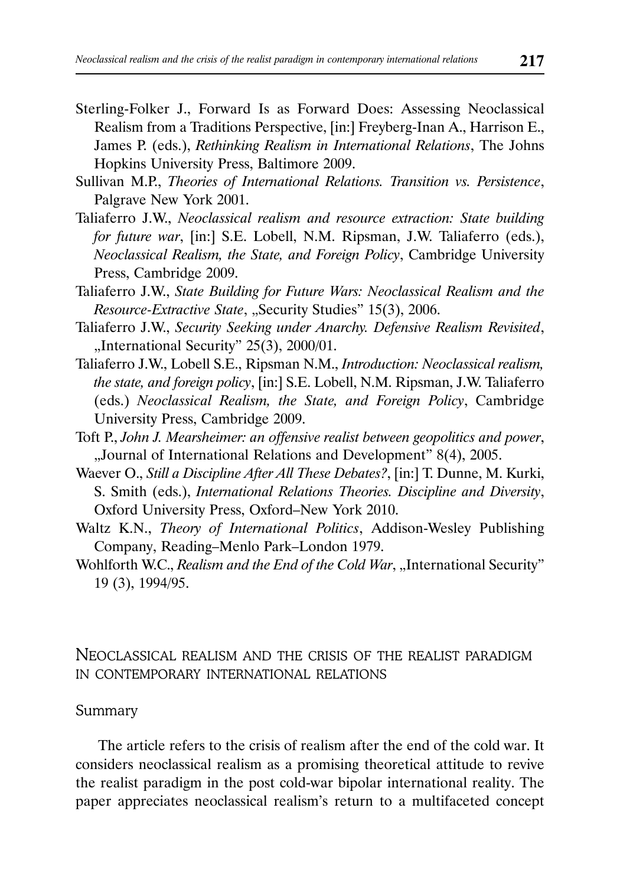Sterling-Folker J., Forward Is as Forward Does: Assessing Neoclassical Realism from a Traditions Perspective, [in:] Freyberg-Inan A., Harrison E., James P. (eds.), *Rethinking Realism in International Relations*, The Johns Hopkins University Press, Baltimore 2009.

Sullivan M.P., *Theories of International Relations. Transition vs. Persistence*, Palgrave New York 2001.

Taliaferro J.W., *Neoclassical realism and resource extraction: State building for future war*, [in:] S.E. Lobell, N.M. Ripsman, J.W. Taliaferro (eds.), *Neoclassical Realism, the State, and Foreign Policy*, Cambridge University Press, Cambridge 2009.

Taliaferro J.W., *State Building for Future Wars: Neoclassical Realism and the Resource-Extractive State*, „Security Studies" 15(3), 2006.

Taliaferro J.W., *Security Seeking under Anarchy. Defensive Realism Revisited*, „International Security" 25(3), 2000/01.

Taliaferro J.W., Lobell S.E., Ripsman N.M., *Introduction: Neoclassical realism, the state, and foreign policy*, [in:] S.E. Lobell, N.M. Ripsman, J.W. Taliaferro (eds.) *Neoclassical Realism, the State, and Foreign Policy*, Cambridge University Press, Cambridge 2009.

Toft P., *John J. Mearsheimer: an offensive realist between geopolitics and power*, „Journal of International Relations and Development" 8(4), 2005.

Waever O., *Still a Discipline After All These Debates?*, [in:] T. Dunne, M. Kurki, S. Smith (eds.), *International Relations Theories. Discipline and Diversity*, Oxford University Press, Oxford–New York 2010.

Waltz K.N., *Theory of International Politics*, Addison-Wesley Publishing Company, Reading–Menlo Park–London 1979.

Wohlforth W.C., *Realism and the End of the Cold War*, „International Security" 19 (3), 1994/95.

## Neoclassical realism and the crisis of the realist paradigm in contemporary international relations

### Summary

The article refers to the crisis of realism after the end of the cold war. It considers neoclassical realism as a promising theoretical attitude to revive the realist paradigm in the post cold-war bipolar international reality. The paper appreciates neoclassical realism's return to a multifaceted concept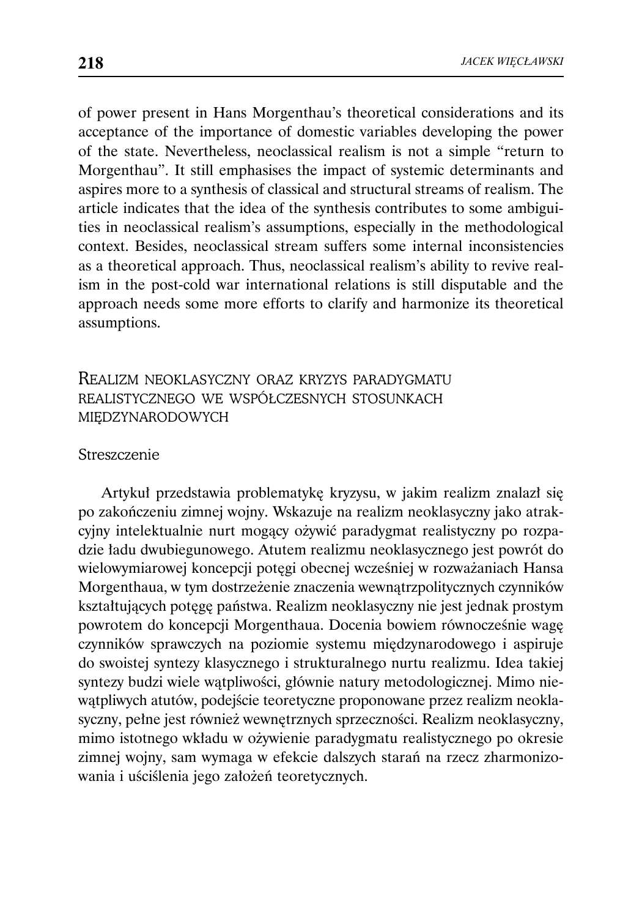of power present in Hans Morgenthau's theoretical considerations and its acceptance of the importance of domestic variables developing the power of the state. Nevertheless, neoclassical realism is not a simple "return to Morgenthau". It still emphasises the impact of systemic determinants and aspires more to a synthesis of classical and structural streams of realism. The article indicates that the idea of the synthesis contributes to some ambiguities in neoclassical realism's assumptions, especially in the methodological context. Besides, neoclassical stream suffers some internal inconsistencies as a theoretical approach. Thus, neoclassical realism's ability to revive realism in the post-cold war international relations is still disputable and the approach needs some more efforts to clarify and harmonize its theoretical assumptions.

## Realizm neoklasyczny oraz kryzys paradygmatu realistycznego we współczesnych stosunkach międzynarodowych

### Streszczenie

Artykuł przedstawia problematykę kryzysu, w jakim realizm znalazł się po zakończeniu zimnej wojny. Wskazuje na realizm neoklasyczny jako atrakcyjny intelektualnie nurt mogący ożywić paradygmat realistyczny po rozpadzie ładu dwubiegunowego. Atutem realizmu neoklasycznego jest powrót do wielowymiarowej koncepcji potęgi obecnej wcześniej w rozważaniach Hansa Morgenthaua, w tym dostrzeżenie znaczenia wewnątrzpolitycznych czynników kształtujących potęgę państwa. Realizm neoklasyczny nie jest jednak prostym powrotem do koncepcji Morgenthaua. Docenia bowiem równocześnie wagę czynników sprawczych na poziomie systemu międzynarodowego i aspiruje do swoistej syntezy klasycznego i strukturalnego nurtu realizmu. Idea takiej syntezy budzi wiele wątpliwości, głównie natury metodologicznej. Mimo niewątpliwych atutów, podejście teoretyczne proponowane przez realizm neoklasyczny, pełne jest również wewnętrznych sprzeczności. Realizm neoklasyczny, mimo istotnego wkładu w ożywienie paradygmatu realistycznego po okresie zimnej wojny, sam wymaga w efekcie dalszych starań na rzecz zharmonizowania i uściślenia jego założeń teoretycznych.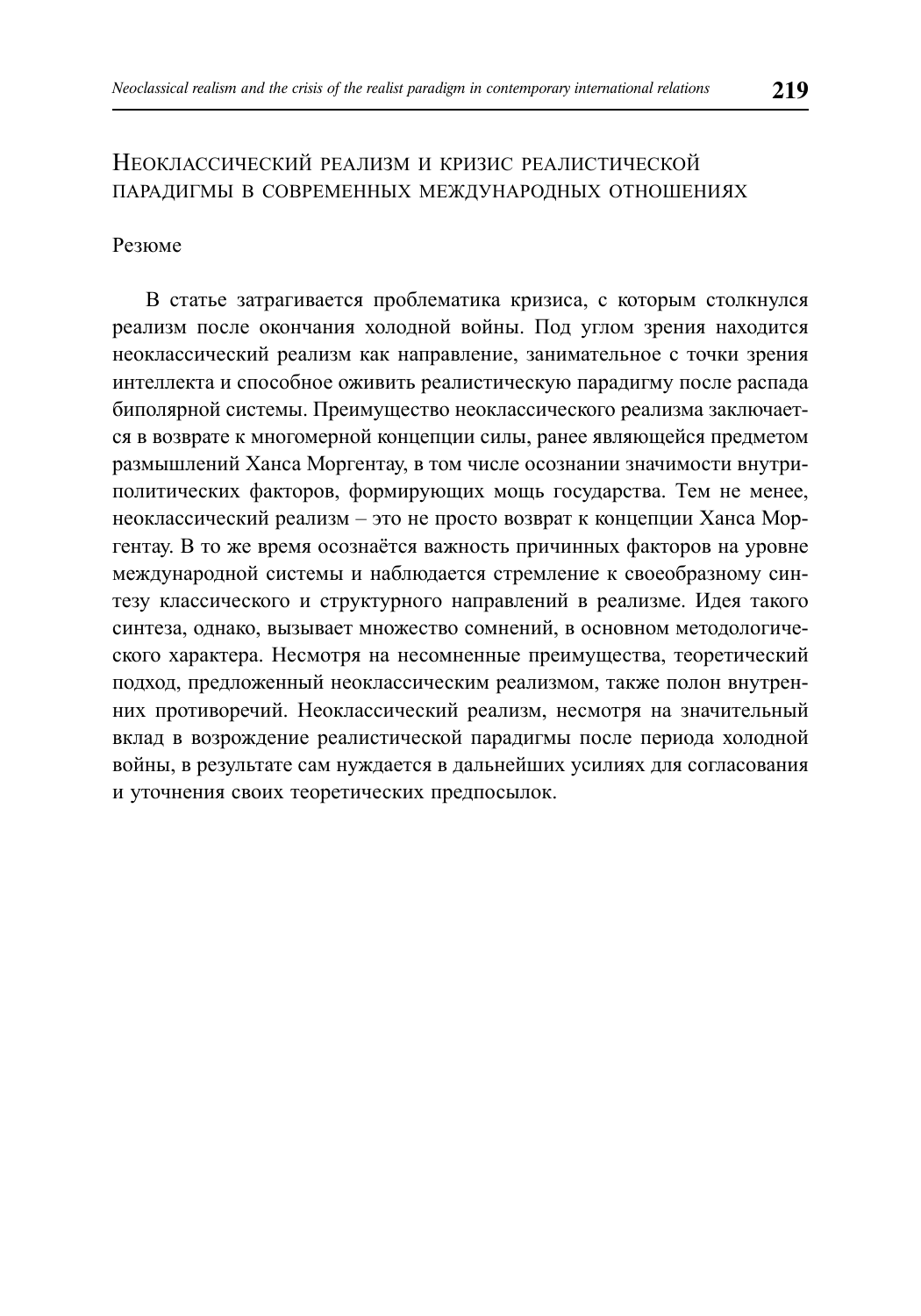## Неоклассический реализм и кризис реалистической парадигмы в современных международных отношениях

### Резюме

В статье затрагивается проблематика кризиса, с которым столкнулся реализм после окончания холодной войны. Под углом зрения находится неоклассический реализм как направление, занимательное с точки зрения интеллекта и способное оживить реалистическую парадигму после распада биполярной системы. Преимущество неоклассического реализма заключается в возврате к многомерной концепции силы, ранее являющейся предметом размышлений Ханса Моргентау, в том числе осознании значимости внутриполитических факторов, формирующих мощь государства. Тем не менее, неоклассический реализм – это не просто возврат к концепции Ханса Моргентау. В то же время осознаётся важность причинных факторов на уровне международной системы и наблюдается стремление к своеобразному синтезу классического и структурного направлений в реализме. Идея такого синтеза, однако, вызывает множество сомнений, в основном методологического характера. Несмотря на несомненные преимущества, теоретический подход, предложенный неоклассическим реализмом, также полон внутренних противоречий. Неоклассический реализм, несмотря на значительный вклад в возрождение реалистической парадигмы после периода холодной войны, в результате сам нуждается в дальнейших усилиях для согласования и уточнения своих теоретических предпосылок.